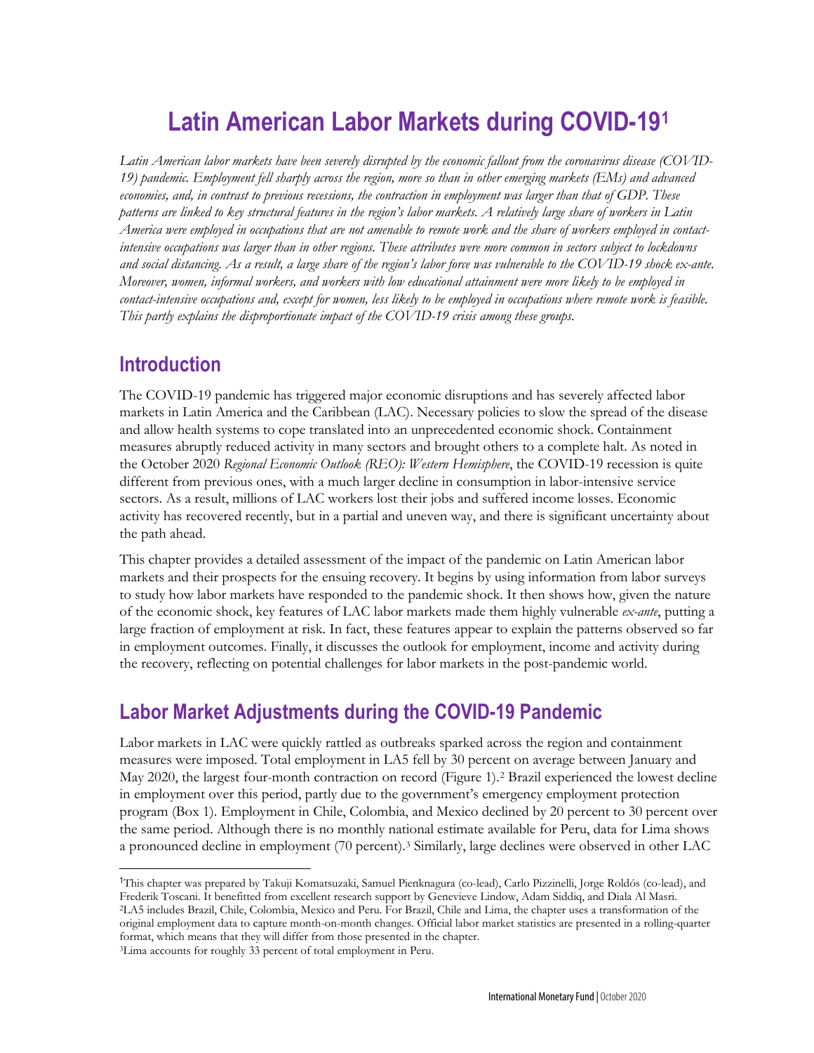# Latin American Labor Markets during COVID-19[1]

*Latin American labor markets have been severely disrupted by the economic fallout from the coronavirus disease (COVID-19) pandemic. Employment fell sharply across the region, more so than in other emerging markets (EMs) and advanced economies, and, in contrast to previous recessions, the contraction in employment was larger than that of GDP. These patterns are linked to key structural features in the region's labor markets. A relatively large share of workers in Latin America were employed in occupations that are not amenable to remote work and the share of workers employed in contact-intensive occupations was larger than in other regions. These attributes were more common in sectors subject to lockdowns and social distancing. As a result, a large share of the region's labor force was vulnerable to the COVID-19 shock ex-ante. Moreover, women, informal workers, and workers with low educational attainment were more likely to be employed in contact-intensive occupations and, except for women, less likely to be employed in occupations where remote work is feasible. This partly explains the disproportionate impact of the COVID-19 crisis among these groups.*

## Introduction

The COVID-19 pandemic has triggered major economic disruptions and has severely affected labor markets in Latin America and the Caribbean (LAC). Necessary policies to slow the spread of the disease and allow health systems to cope translated into an unprecedented economic shock. Containment measures abruptly reduced activity in many sectors and brought others to a complete halt. As noted in the October 2020 *Regional Economic Outlook (REO): Western Hemisphere*, the COVID-19 recession is quite different from previous ones, with a much larger decline in consumption in labor-intensive service sectors. As a result, millions of LAC workers lost their jobs and suffered income losses. Economic activity has recovered recently, but in a partial and uneven way, and there is significant uncertainty about the path ahead.

This chapter provides a detailed assessment of the impact of the pandemic on Latin American labor markets and their prospects for the ensuing recovery. It begins by using information from labor surveys to study how labor markets have responded to the pandemic shock. It then shows how, given the nature of the economic shock, key features of LAC labor markets made them highly vulnerable *ex-ante*, putting a large fraction of employment at risk. In fact, these features appear to explain the patterns observed so far in employment outcomes. Finally, it discusses the outlook for employment, income and activity during the recovery, reflecting on potential challenges for labor markets in the post-pandemic world.

## Labor Market Adjustments during the COVID-19 Pandemic

Labor markets in LAC were quickly rattled as outbreaks sparked across the region and containment measures were imposed. Total employment in LA5 fell by 30 percent on average between January and May 2020, the largest four-month contraction on record (Figure 1).[2] Brazil experienced the lowest decline in employment over this period, partly due to the government's emergency employment protection program (Box 1). Employment in Chile, Colombia, and Mexico declined by 20 percent to 30 percent over the same period. Although there is no monthly national estimate available for Peru, data for Lima shows a pronounced decline in employment (70 percent).[3] Similarly, large declines were observed in other LAC

---

[1]This chapter was prepared by Takuji Komatsuzaki, Samuel Pienknagura (co-lead), Carlo Pizzinelli, Jorge Roldós (co-lead), and Frederik Toscani. It benefitted from excellent research support by Genevieve Lindow, Adam Siddiq, and Diala Al Masri.

[2]LA5 includes Brazil, Chile, Colombia, Mexico and Peru. For Brazil, Chile and Lima, the chapter uses a transformation of the original employment data to capture month-on-month changes. Official labor market statistics are presented in a rolling-quarter format, which means that they will differ from those presented in the chapter.

[3]Lima accounts for roughly 33 percent of total employment in Peru.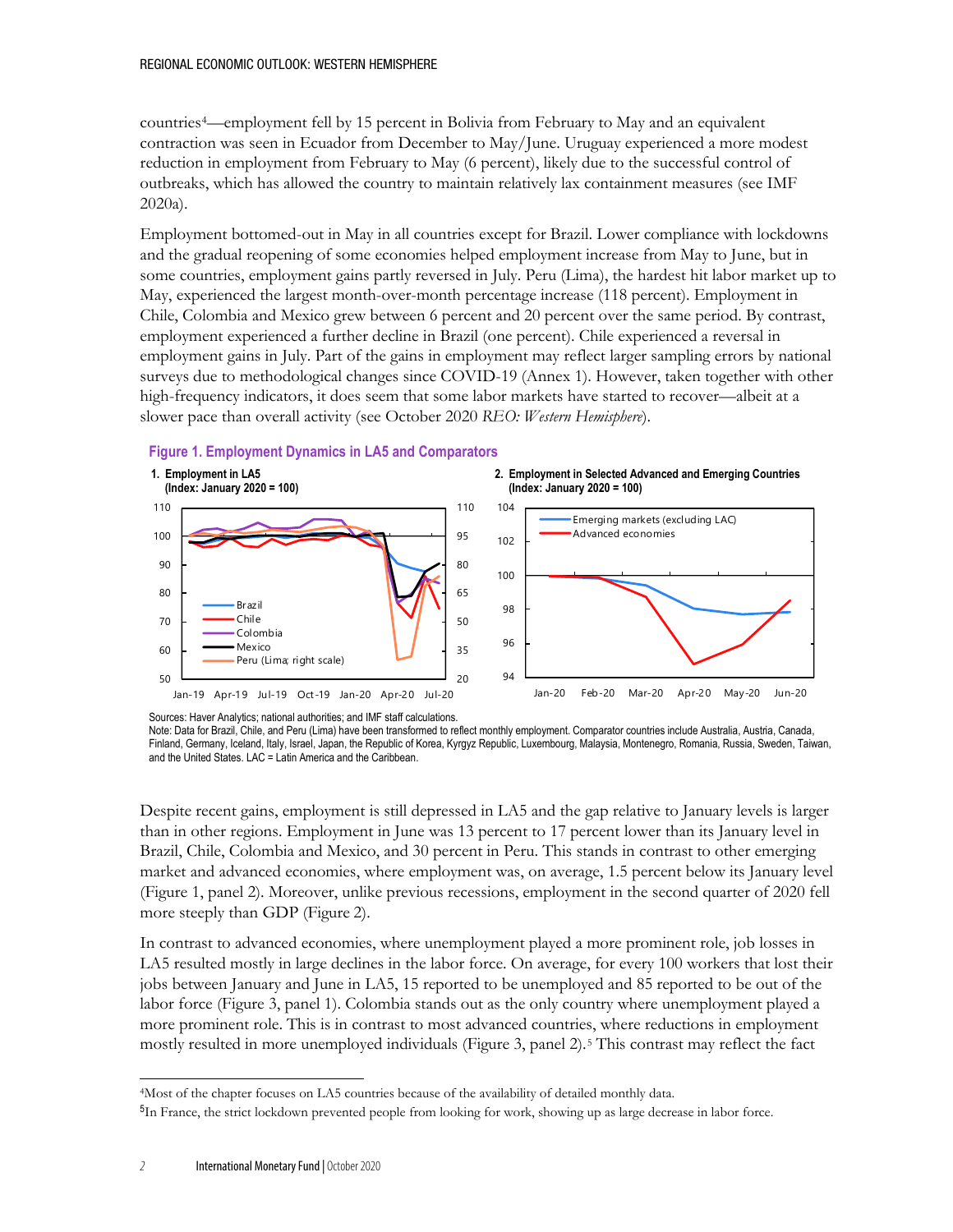countries[4]—employment fell by 15 percent in Bolivia from February to May and an equivalent contraction was seen in Ecuador from December to May/June. Uruguay experienced a more modest reduction in employment from February to May (6 percent), likely due to the successful control of outbreaks, which has allowed the country to maintain relatively lax containment measures (see IMF 2020a).

Employment bottomed-out in May in all countries except for Brazil. Lower compliance with lockdowns and the gradual reopening of some economies helped employment increase from May to June, but in some countries, employment gains partly reversed in July. Peru (Lima), the hardest hit labor market up to May, experienced the largest month-over-month percentage increase (118 percent). Employment in Chile, Colombia and Mexico grew between 6 percent and 20 percent over the same period. By contrast, employment experienced a further decline in Brazil (one percent). Chile experienced a reversal in employment gains in July. Part of the gains in employment may reflect larger sampling errors by national surveys due to methodological changes since COVID-19 (Annex 1). However, taken together with other high-frequency indicators, it does seem that some labor markets have started to recover—albeit at a slower pace than overall activity (see October 2020 *REO: Western Hemisphere*).

**Figure 1. Employment Dynamics in LA5 and Comparators**

**1. Employment in LA5 (Index: January 2020 = 100)**

**2. Employment in Selected Advanced and Emerging Countries (Index: January 2020 = 100)**

Sources: Haver Analytics; national authorities; and IMF staff calculations.
Note: Data for Brazil, Chile, and Peru (Lima) have been transformed to reflect monthly employment. Comparator countries include Australia, Austria, Canada, Finland, Germany, Iceland, Italy, Israel, Japan, the Republic of Korea, Kyrgyz Republic, Luxembourg, Malaysia, Montenegro, Romania, Russia, Sweden, Taiwan, and the United States. LAC = Latin America and the Caribbean.

Despite recent gains, employment is still depressed in LA5 and the gap relative to January levels is larger than in other regions. Employment in June was 13 percent to 17 percent lower than its January level in Brazil, Chile, Colombia and Mexico, and 30 percent in Peru. This stands in contrast to other emerging market and advanced economies, where employment was, on average, 1.5 percent below its January level (Figure 1, panel 2). Moreover, unlike previous recessions, employment in the second quarter of 2020 fell more steeply than GDP (Figure 2).

In contrast to advanced economies, where unemployment played a more prominent role, job losses in LA5 resulted mostly in large declines in the labor force. On average, for every 100 workers that lost their jobs between January and June in LA5, 15 reported to be unemployed and 85 reported to be out of the labor force (Figure 3, panel 1). Colombia stands out as the only country where unemployment played a more prominent role. This is in contrast to most advanced countries, where reductions in employment mostly resulted in more unemployed individuals (Figure 3, panel 2).[5] This contrast may reflect the fact

---

[4] Most of the chapter focuses on LA5 countries because of the availability of detailed monthly data.

[5] In France, the strict lockdown prevented people from looking for work, showing up as large decrease in labor force.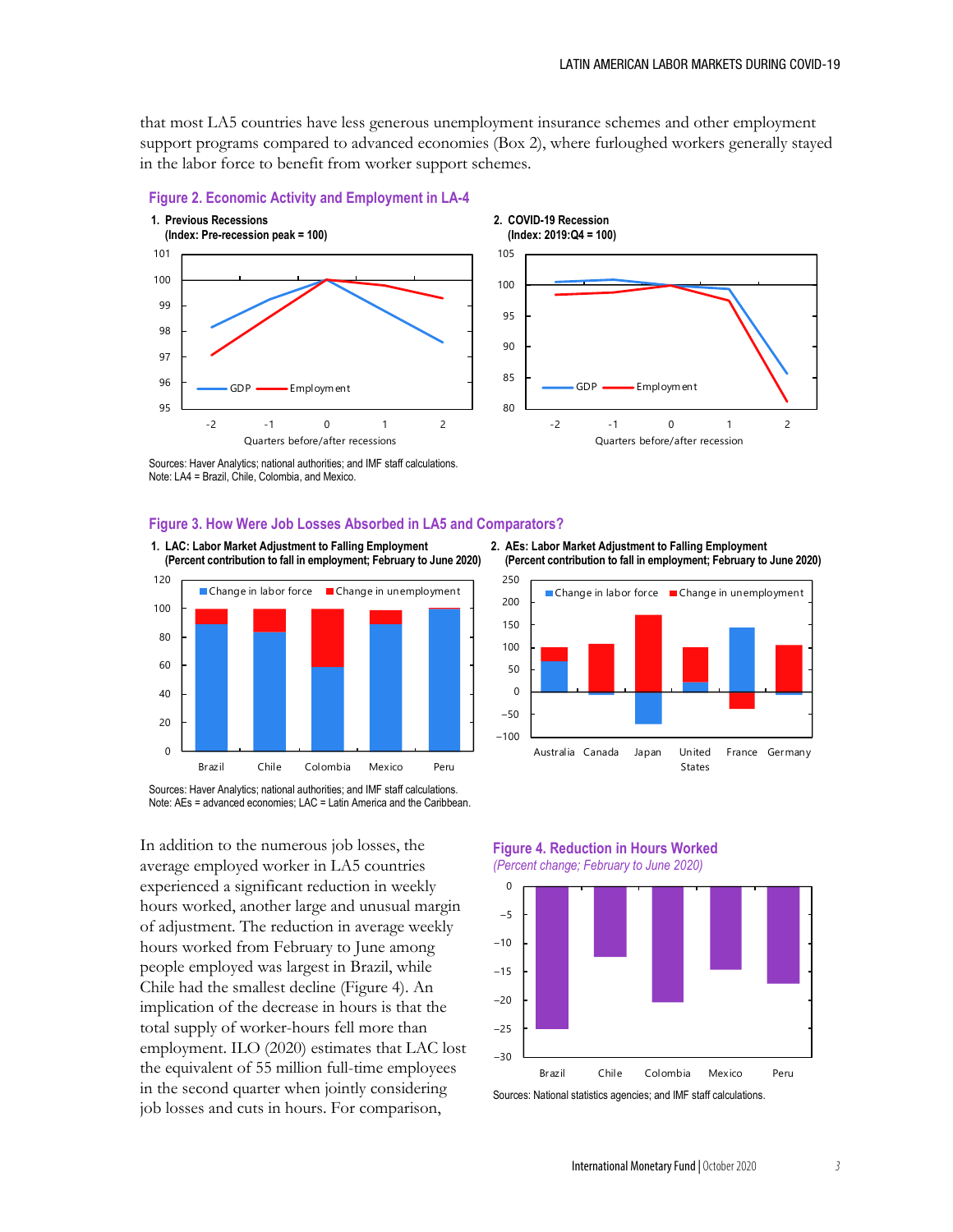that most LA5 countries have less generous unemployment insurance schemes and other employment support programs compared to advanced economies (Box 2), where furloughed workers generally stayed in the labor force to benefit from worker support schemes.

**Figure 2. Economic Activity and Employment in LA-4**

1. Previous Recessions (Index: Pre-recession peak = 100)

2. COVID-19 Recession (Index: 2019:Q4 = 100)

Sources: Haver Analytics; national authorities; and IMF staff calculations.
Note: LA4 = Brazil, Chile, Colombia, and Mexico.

**Figure 3. How Were Job Losses Absorbed in LA5 and Comparators?**

1. LAC: Labor Market Adjustment to Falling Employment (Percent contribution to fall in employment; February to June 2020)

2. AEs: Labor Market Adjustment to Falling Employment (Percent contribution to fall in employment; February to June 2020)

Sources: Haver Analytics; national authorities; and IMF staff calculations.
Note: AEs = advanced economies; LAC = Latin America and the Caribbean.

In addition to the numerous job losses, the average employed worker in LA5 countries experienced a significant reduction in weekly hours worked, another large and unusual margin of adjustment. The reduction in average weekly hours worked from February to June among people employed was largest in Brazil, while Chile had the smallest decline (Figure 4). An implication of the decrease in hours is that the total supply of worker-hours fell more than employment. ILO (2020) estimates that LAC lost the equivalent of 55 million full-time employees in the second quarter when jointly considering job losses and cuts in hours. For comparison,

**Figure 4. Reduction in Hours Worked**

*(Percent change; February to June 2020)*

Sources: National statistics agencies; and IMF staff calculations.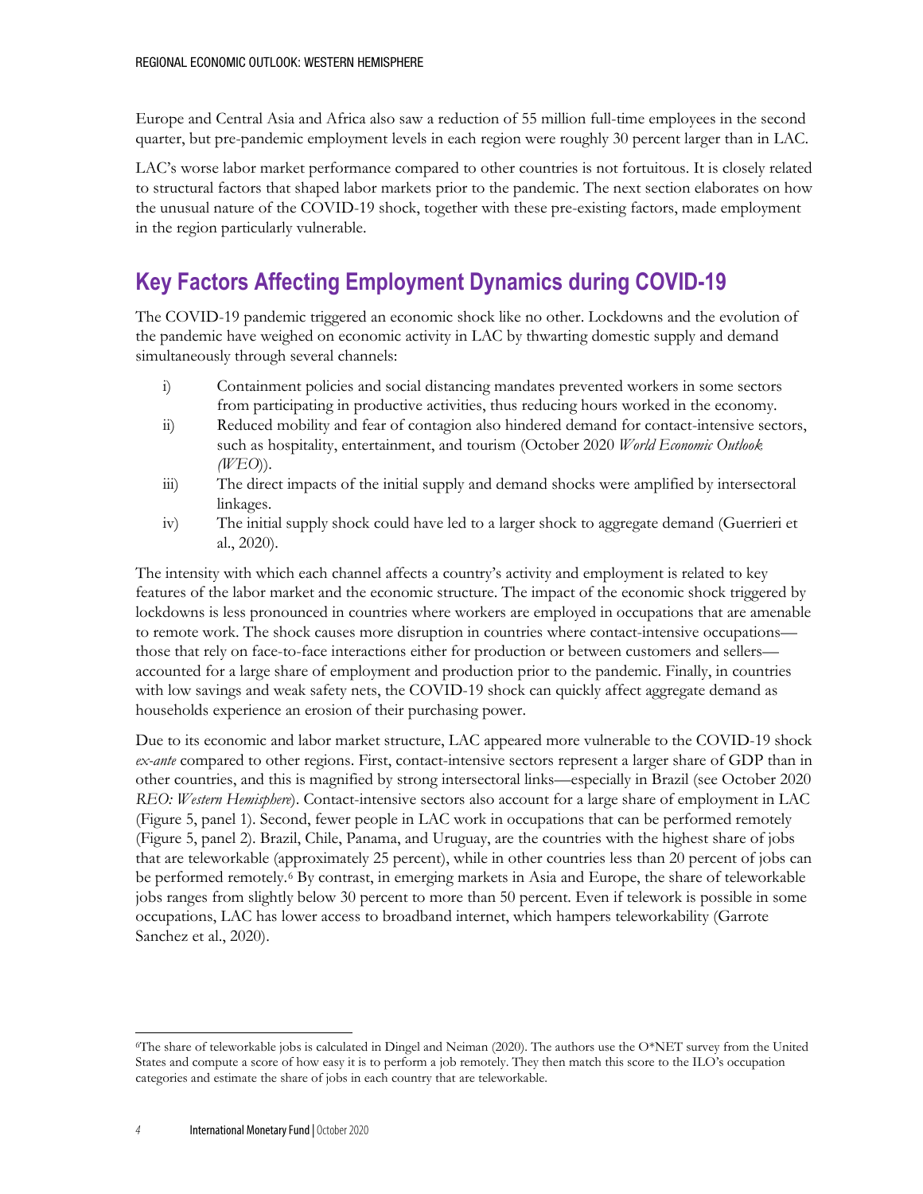Europe and Central Asia and Africa also saw a reduction of 55 million full-time employees in the second quarter, but pre-pandemic employment levels in each region were roughly 30 percent larger than in LAC.

LAC's worse labor market performance compared to other countries is not fortuitous. It is closely related to structural factors that shaped labor markets prior to the pandemic. The next section elaborates on how the unusual nature of the COVID-19 shock, together with these pre-existing factors, made employment in the region particularly vulnerable.

## Key Factors Affecting Employment Dynamics during COVID-19

The COVID-19 pandemic triggered an economic shock like no other. Lockdowns and the evolution of the pandemic have weighed on economic activity in LAC by thwarting domestic supply and demand simultaneously through several channels:

i) Containment policies and social distancing mandates prevented workers in some sectors from participating in productive activities, thus reducing hours worked in the economy.
ii) Reduced mobility and fear of contagion also hindered demand for contact-intensive sectors, such as hospitality, entertainment, and tourism (October 2020 *World Economic Outlook (WEO)*).
iii) The direct impacts of the initial supply and demand shocks were amplified by intersectoral linkages.
iv) The initial supply shock could have led to a larger shock to aggregate demand (Guerrieri et al., 2020).

The intensity with which each channel affects a country's activity and employment is related to key features of the labor market and the economic structure. The impact of the economic shock triggered by lockdowns is less pronounced in countries where workers are employed in occupations that are amenable to remote work. The shock causes more disruption in countries where contact-intensive occupations—those that rely on face-to-face interactions either for production or between customers and sellers—accounted for a large share of employment and production prior to the pandemic. Finally, in countries with low savings and weak safety nets, the COVID-19 shock can quickly affect aggregate demand as households experience an erosion of their purchasing power.

Due to its economic and labor market structure, LAC appeared more vulnerable to the COVID-19 shock *ex-ante* compared to other regions. First, contact-intensive sectors represent a larger share of GDP than in other countries, and this is magnified by strong intersectoral links—especially in Brazil (see October 2020 *REO: Western Hemisphere*). Contact-intensive sectors also account for a large share of employment in LAC (Figure 5, panel 1). Second, fewer people in LAC work in occupations that can be performed remotely (Figure 5, panel 2). Brazil, Chile, Panama, and Uruguay, are the countries with the highest share of jobs that are teleworkable (approximately 25 percent), while in other countries less than 20 percent of jobs can be performed remotely.[6] By contrast, in emerging markets in Asia and Europe, the share of teleworkable jobs ranges from slightly below 30 percent to more than 50 percent. Even if telework is possible in some occupations, LAC has lower access to broadband internet, which hampers teleworkability (Garrote Sanchez et al., 2020).

[6] The share of teleworkable jobs is calculated in Dingel and Neiman (2020). The authors use the O*NET survey from the United States and compute a score of how easy it is to perform a job remotely. They then match this score to the ILO's occupation categories and estimate the share of jobs in each country that are teleworkable.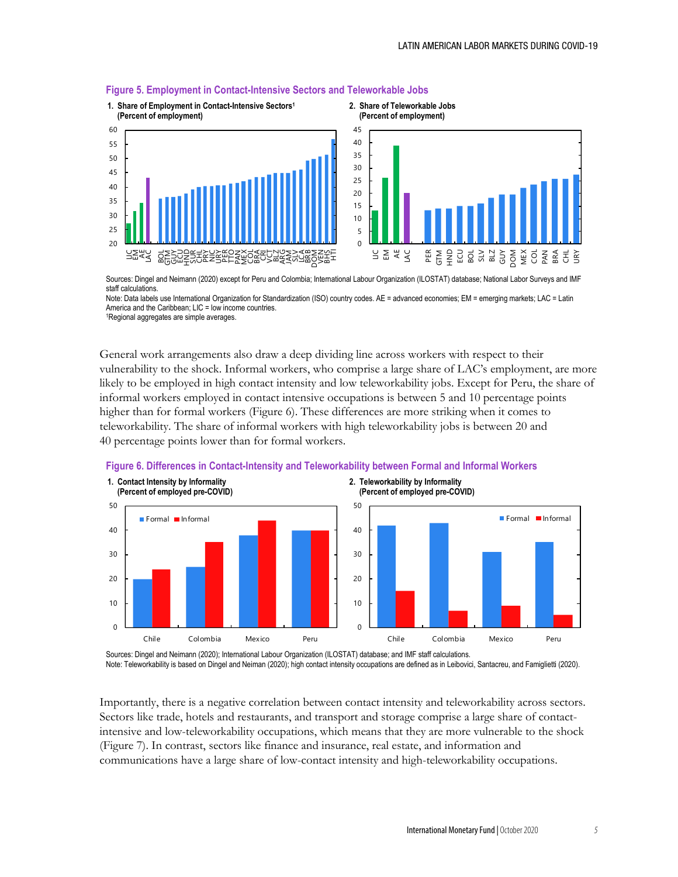**Figure 5. Employment in Contact-Intensive Sectors and Teleworkable Jobs**

1. Share of Employment in Contact-Intensive Sectors[1] (Percent of employment)

2. Share of Teleworkable Jobs (Percent of employment)

Sources: Dingel and Neimann (2020) except for Peru and Colombia; International Labour Organization (ILOSTAT) database; National Labor Surveys and IMF staff calculations.
Note: Data labels use International Organization for Standardization (ISO) country codes. AE = advanced economies; EM = emerging markets; LAC = Latin America and the Caribbean; LIC = low income countries.
[1]Regional aggregates are simple averages.

General work arrangements also draw a deep dividing line across workers with respect to their vulnerability to the shock. Informal workers, who comprise a large share of LAC's employment, are more likely to be employed in high contact intensity and low teleworkability jobs. Except for Peru, the share of informal workers employed in contact intensive occupations is between 5 and 10 percentage points higher than for formal workers (Figure 6). These differences are more striking when it comes to teleworkability. The share of informal workers with high teleworkability jobs is between 20 and 40 percentage points lower than for formal workers.

**Figure 6. Differences in Contact-Intensity and Teleworkability between Formal and Informal Workers**

1. Contact Intensity by Informality (Percent of employed pre-COVID)

2. Teleworkability by Informality (Percent of employed pre-COVID)

Sources: Dingel and Neimann (2020); International Labour Organization (ILOSTAT) database; and IMF staff calculations.
Note: Teleworkability is based on Dingel and Neiman (2020); high contact intensity occupations are defined as in Leibovici, Santacreu, and Famiglietti (2020).

Importantly, there is a negative correlation between contact intensity and teleworkability across sectors. Sectors like trade, hotels and restaurants, and transport and storage comprise a large share of contact-intensive and low-teleworkability occupations, which means that they are more vulnerable to the shock (Figure 7). In contrast, sectors like finance and insurance, real estate, and information and communications have a large share of low-contact intensity and high-teleworkability occupations.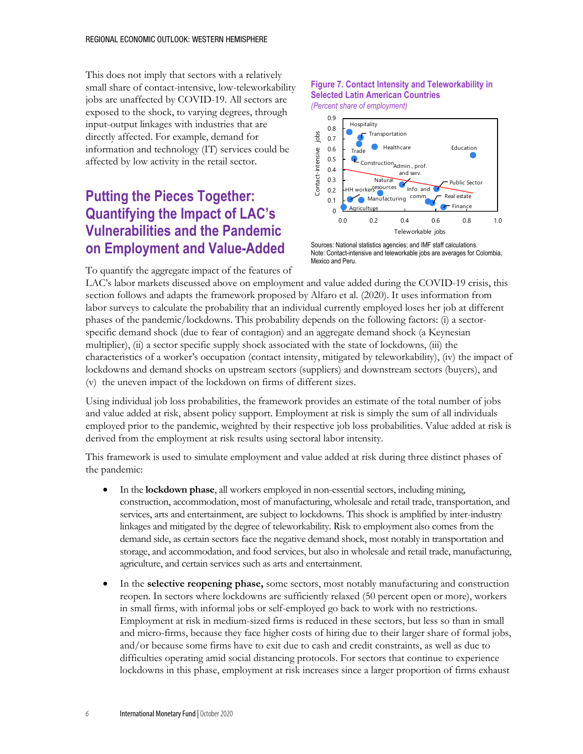This does not imply that sectors with a relatively small share of contact-intensive, low-teleworkability jobs are unaffected by COVID-19. All sectors are exposed to the shock, to varying degrees, through input-output linkages with industries that are directly affected. For example, demand for information and technology (IT) services could be affected by low activity in the retail sector.

**Figure 7. Contact Intensity and Teleworkability in Selected Latin American Countries**

*(Percent share of employment)*

Sources: National statistics agencies; and IMF staff calculations.
Note: Contact-intensive and teleworkable jobs are averages for Colombia, Mexico and Peru.

## Putting the Pieces Together: Quantifying the Impact of LAC's Vulnerabilities and the Pandemic on Employment and Value-Added

To quantify the aggregate impact of the features of LAC's labor markets discussed above on employment and value added during the COVID-19 crisis, this section follows and adapts the framework proposed by Alfaro et al. (2020). It uses information from labor surveys to calculate the probability that an individual currently employed loses her job at different phases of the pandemic/lockdowns. This probability depends on the following factors: (i) a sector-specific demand shock (due to fear of contagion) and an aggregate demand shock (a Keynesian multiplier), (ii) a sector specific supply shock associated with the state of lockdowns, (iii) the characteristics of a worker's occupation (contact intensity, mitigated by teleworkability), (iv) the impact of lockdowns and demand shocks on upstream sectors (suppliers) and downstream sectors (buyers), and (v) the uneven impact of the lockdown on firms of different sizes.

Using individual job loss probabilities, the framework provides an estimate of the total number of jobs and value added at risk, absent policy support. Employment at risk is simply the sum of all individuals employed prior to the pandemic, weighted by their respective job loss probabilities. Value added at risk is derived from the employment at risk results using sectoral labor intensity.

This framework is used to simulate employment and value added at risk during three distinct phases of the pandemic:

- In the **lockdown phase**, all workers employed in non-essential sectors, including mining, construction, accommodation, most of manufacturing, wholesale and retail trade, transportation, and services, arts and entertainment, are subject to lockdowns. This shock is amplified by inter-industry linkages and mitigated by the degree of teleworkability. Risk to employment also comes from the demand side, as certain sectors face the negative demand shock, most notably in transportation and storage, and accommodation, and food services, but also in wholesale and retail trade, manufacturing, agriculture, and certain services such as arts and entertainment.

- In the **selective reopening phase,** some sectors, most notably manufacturing and construction reopen. In sectors where lockdowns are sufficiently relaxed (50 percent open or more), workers in small firms, with informal jobs or self-employed go back to work with no restrictions. Employment at risk in medium-sized firms is reduced in these sectors, but less so than in small and micro-firms, because they face higher costs of hiring due to their larger share of formal jobs, and/or because some firms have to exit due to cash and credit constraints, as well as due to difficulties operating amid social distancing protocols. For sectors that continue to experience lockdowns in this phase, employment at risk increases since a larger proportion of firms exhaust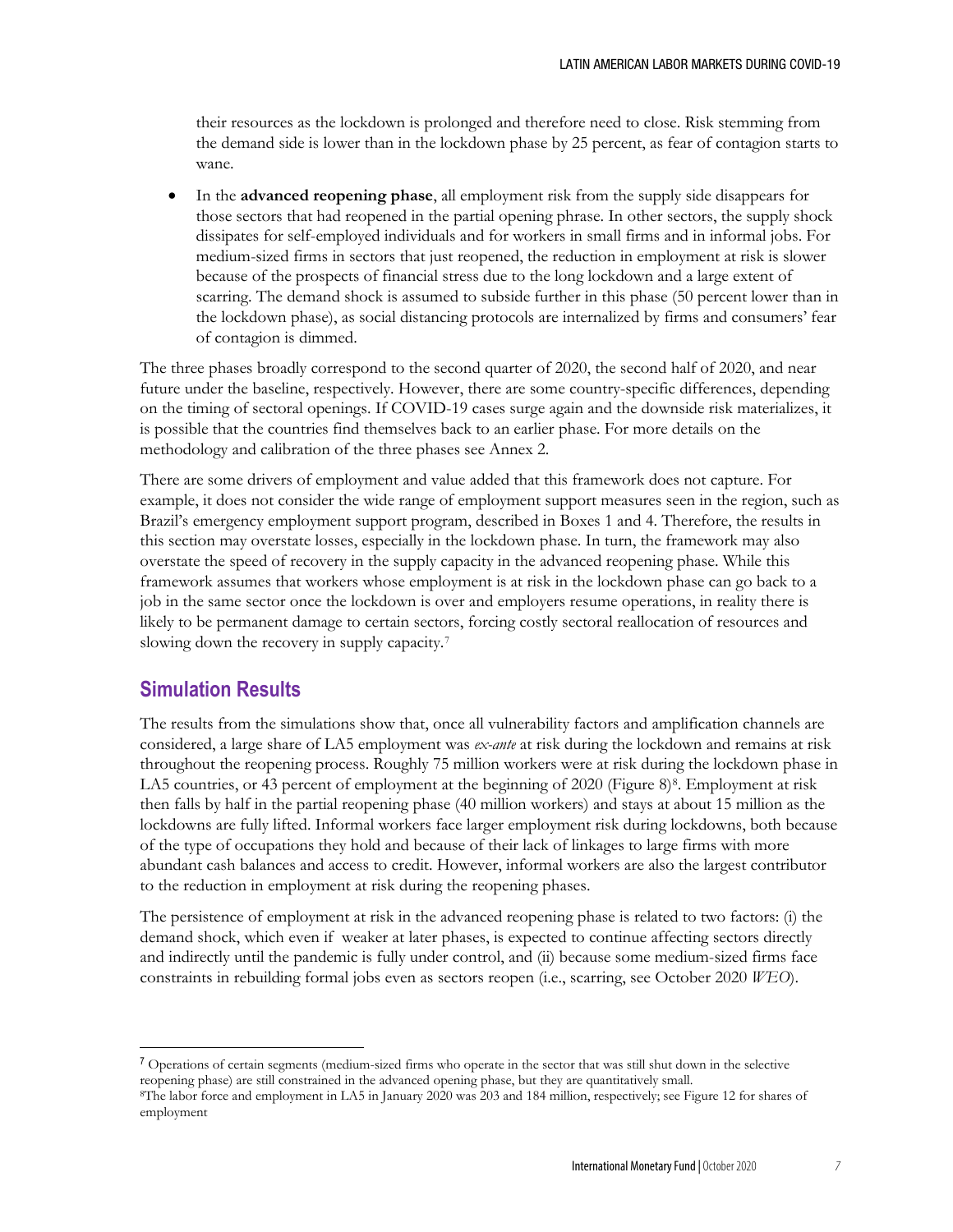their resources as the lockdown is prolonged and therefore need to close. Risk stemming from the demand side is lower than in the lockdown phase by 25 percent, as fear of contagion starts to wane.

- In the **advanced reopening phase**, all employment risk from the supply side disappears for those sectors that had reopened in the partial opening phrase. In other sectors, the supply shock dissipates for self-employed individuals and for workers in small firms and in informal jobs. For medium-sized firms in sectors that just reopened, the reduction in employment at risk is slower because of the prospects of financial stress due to the long lockdown and a large extent of scarring. The demand shock is assumed to subside further in this phase (50 percent lower than in the lockdown phase), as social distancing protocols are internalized by firms and consumers' fear of contagion is dimmed.

The three phases broadly correspond to the second quarter of 2020, the second half of 2020, and near future under the baseline, respectively. However, there are some country-specific differences, depending on the timing of sectoral openings. If COVID-19 cases surge again and the downside risk materializes, it is possible that the countries find themselves back to an earlier phase. For more details on the methodology and calibration of the three phases see Annex 2.

There are some drivers of employment and value added that this framework does not capture. For example, it does not consider the wide range of employment support measures seen in the region, such as Brazil's emergency employment support program, described in Boxes 1 and 4. Therefore, the results in this section may overstate losses, especially in the lockdown phase. In turn, the framework may also overstate the speed of recovery in the supply capacity in the advanced reopening phase. While this framework assumes that workers whose employment is at risk in the lockdown phase can go back to a job in the same sector once the lockdown is over and employers resume operations, in reality there is likely to be permanent damage to certain sectors, forcing costly sectoral reallocation of resources and slowing down the recovery in supply capacity.[7]

## Simulation Results

The results from the simulations show that, once all vulnerability factors and amplification channels are considered, a large share of LA5 employment was *ex-ante* at risk during the lockdown and remains at risk throughout the reopening process. Roughly 75 million workers were at risk during the lockdown phase in LA5 countries, or 43 percent of employment at the beginning of 2020 (Figure 8)[8]. Employment at risk then falls by half in the partial reopening phase (40 million workers) and stays at about 15 million as the lockdowns are fully lifted. Informal workers face larger employment risk during lockdowns, both because of the type of occupations they hold and because of their lack of linkages to large firms with more abundant cash balances and access to credit. However, informal workers are also the largest contributor to the reduction in employment at risk during the reopening phases.

The persistence of employment at risk in the advanced reopening phase is related to two factors: (i) the demand shock, which even if weaker at later phases, is expected to continue affecting sectors directly and indirectly until the pandemic is fully under control, and (ii) because some medium-sized firms face constraints in rebuilding formal jobs even as sectors reopen (i.e., scarring, see October 2020 *WEO*).

---

[7] Operations of certain segments (medium-sized firms who operate in the sector that was still shut down in the selective reopening phase) are still constrained in the advanced opening phase, but they are quantitatively small.

[8] The labor force and employment in LA5 in January 2020 was 203 and 184 million, respectively; see Figure 12 for shares of employment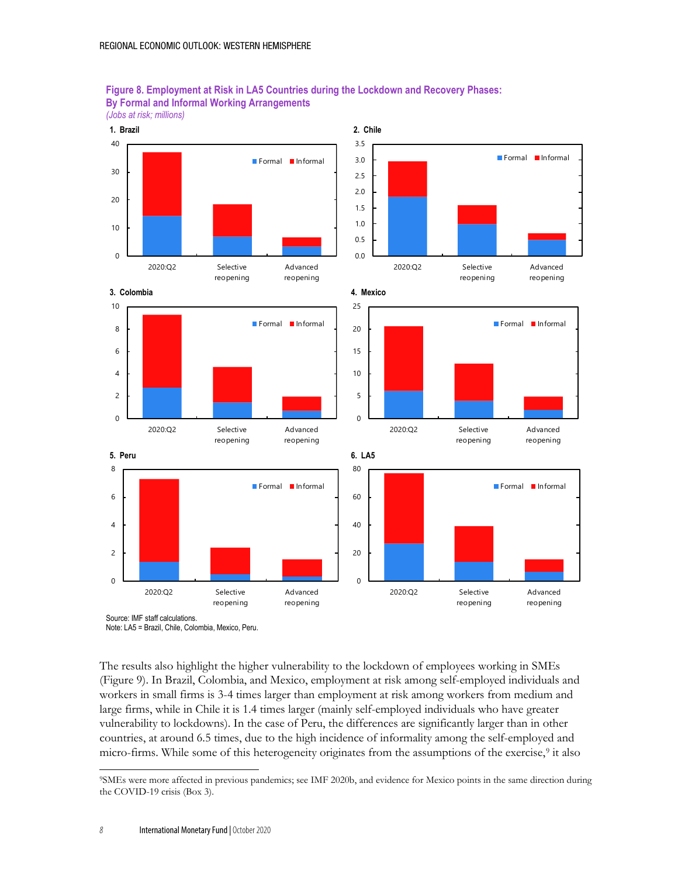**Figure 8. Employment at Risk in LA5 Countries during the Lockdown and Recovery Phases: By Formal and Informal Working Arrangements**
*(Jobs at risk; millions)*

1. Brazil

2. Chile

3. Colombia

4. Mexico

5. Peru

6. LA5

Source: IMF staff calculations.
Note: LA5 = Brazil, Chile, Colombia, Mexico, Peru.

The results also highlight the higher vulnerability to the lockdown of employees working in SMEs (Figure 9). In Brazil, Colombia, and Mexico, employment at risk among self-employed individuals and workers in small firms is 3-4 times larger than employment at risk among workers from medium and large firms, while in Chile it is 1.4 times larger (mainly self-employed individuals who have greater vulnerability to lockdowns). In the case of Peru, the differences are significantly larger than in other countries, at around 6.5 times, due to the high incidence of informality among the self-employed and micro-firms. While some of this heterogeneity originates from the assumptions of the exercise,[9] it also

[9] SMEs were more affected in previous pandemics; see IMF 2020b, and evidence for Mexico points in the same direction during the COVID-19 crisis (Box 3).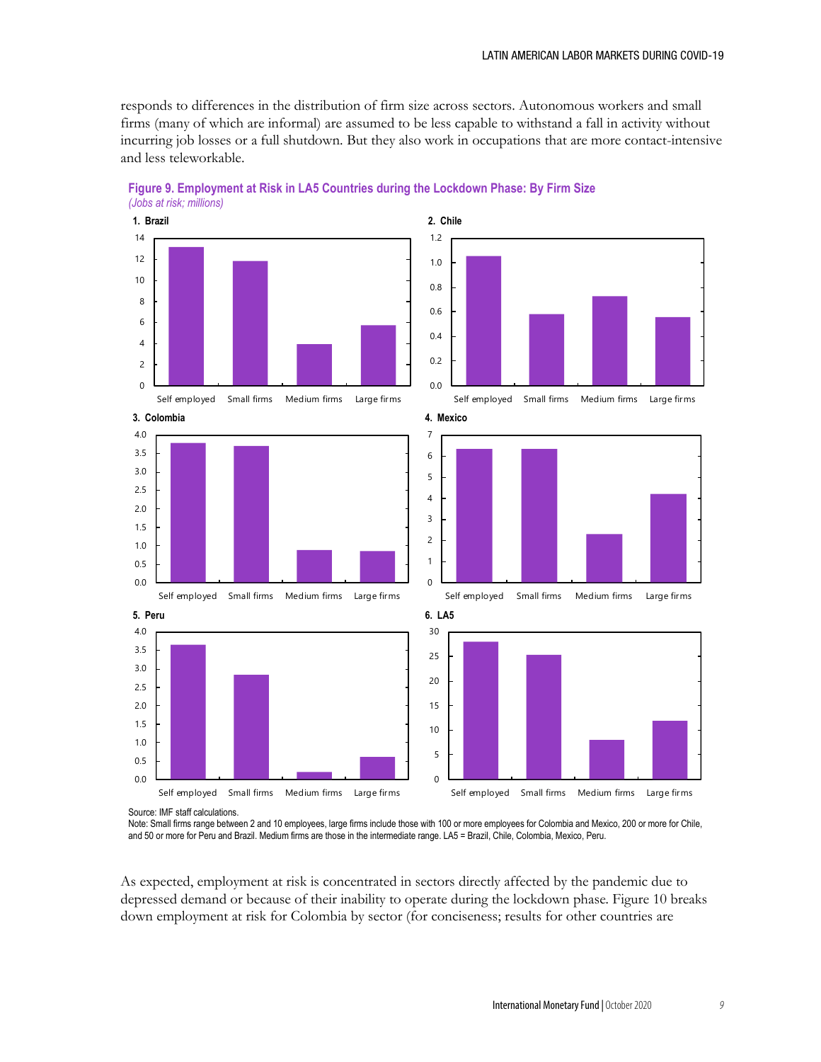responds to differences in the distribution of firm size across sectors. Autonomous workers and small firms (many of which are informal) are assumed to be less capable to withstand a fall in activity without incurring job losses or a full shutdown. But they also work in occupations that are more contact-intensive and less teleworkable.

**Figure 9. Employment at Risk in LA5 Countries during the Lockdown Phase: By Firm Size**
*(Jobs at risk; millions)*

Source: IMF staff calculations.
Note: Small firms range between 2 and 10 employees, large firms include those with 100 or more employees for Colombia and Mexico, 200 or more for Chile, and 50 or more for Peru and Brazil. Medium firms are those in the intermediate range. LA5 = Brazil, Chile, Colombia, Mexico, Peru.

As expected, employment at risk is concentrated in sectors directly affected by the pandemic due to depressed demand or because of their inability to operate during the lockdown phase. Figure 10 breaks down employment at risk for Colombia by sector (for conciseness; results for other countries are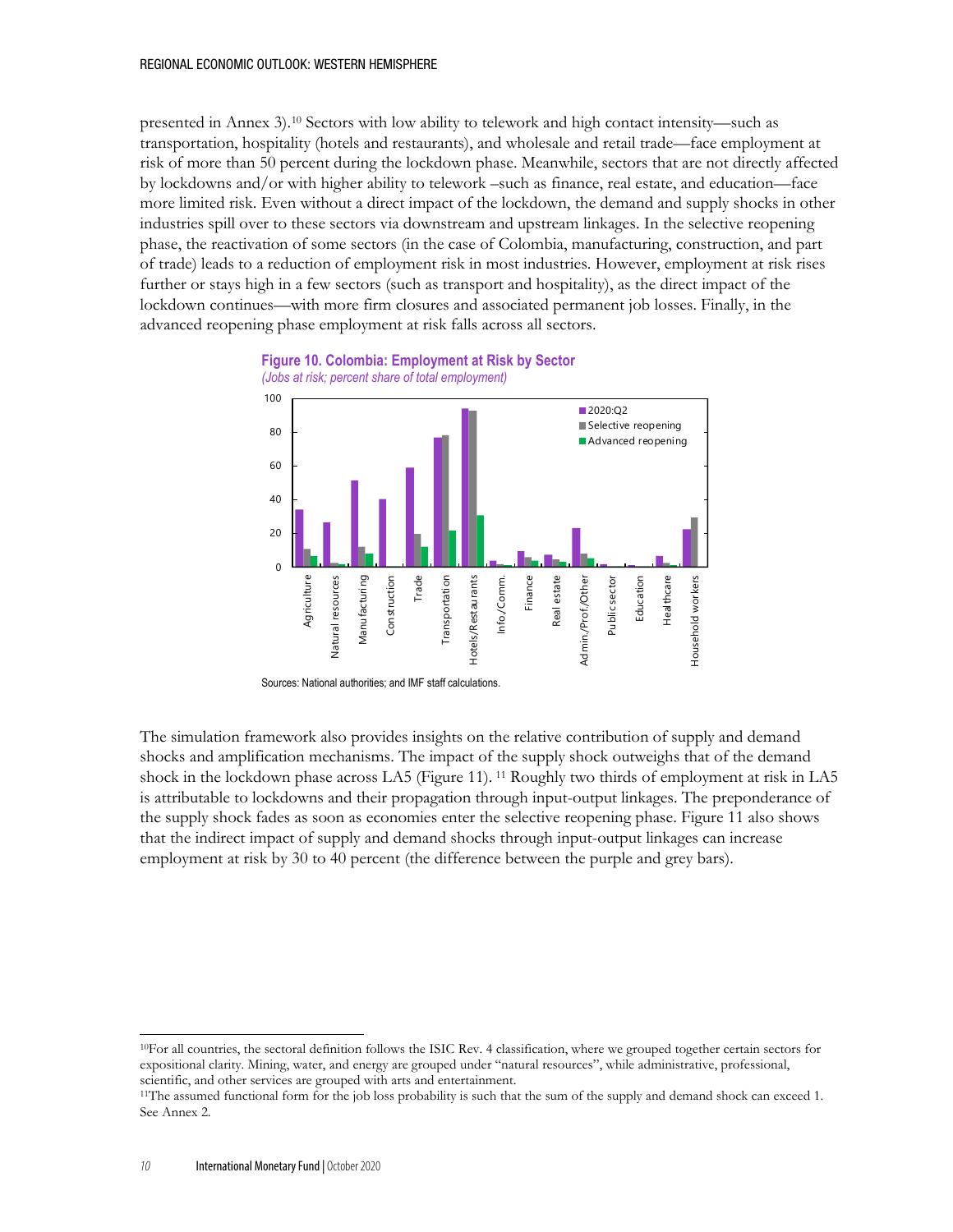presented in Annex 3).[10] Sectors with low ability to telework and high contact intensity—such as transportation, hospitality (hotels and restaurants), and wholesale and retail trade—face employment at risk of more than 50 percent during the lockdown phase. Meanwhile, sectors that are not directly affected by lockdowns and/or with higher ability to telework –such as finance, real estate, and education—face more limited risk. Even without a direct impact of the lockdown, the demand and supply shocks in other industries spill over to these sectors via downstream and upstream linkages. In the selective reopening phase, the reactivation of some sectors (in the case of Colombia, manufacturing, construction, and part of trade) leads to a reduction of employment risk in most industries. However, employment at risk rises further or stays high in a few sectors (such as transport and hospitality), as the direct impact of the lockdown continues—with more firm closures and associated permanent job losses. Finally, in the advanced reopening phase employment at risk falls across all sectors.

**Figure 10. Colombia: Employment at Risk by Sector**

*(Jobs at risk; percent share of total employment)*

Sources: National authorities; and IMF staff calculations.

The simulation framework also provides insights on the relative contribution of supply and demand shocks and amplification mechanisms. The impact of the supply shock outweighs that of the demand shock in the lockdown phase across LA5 (Figure 11). [11] Roughly two thirds of employment at risk in LA5 is attributable to lockdowns and their propagation through input-output linkages. The preponderance of the supply shock fades as soon as economies enter the selective reopening phase. Figure 11 also shows that the indirect impact of supply and demand shocks through input-output linkages can increase employment at risk by 30 to 40 percent (the difference between the purple and grey bars).

---

[10] For all countries, the sectoral definition follows the ISIC Rev. 4 classification, where we grouped together certain sectors for expositional clarity. Mining, water, and energy are grouped under "natural resources", while administrative, professional, scientific, and other services are grouped with arts and entertainment.

[11] The assumed functional form for the job loss probability is such that the sum of the supply and demand shock can exceed 1. See Annex 2.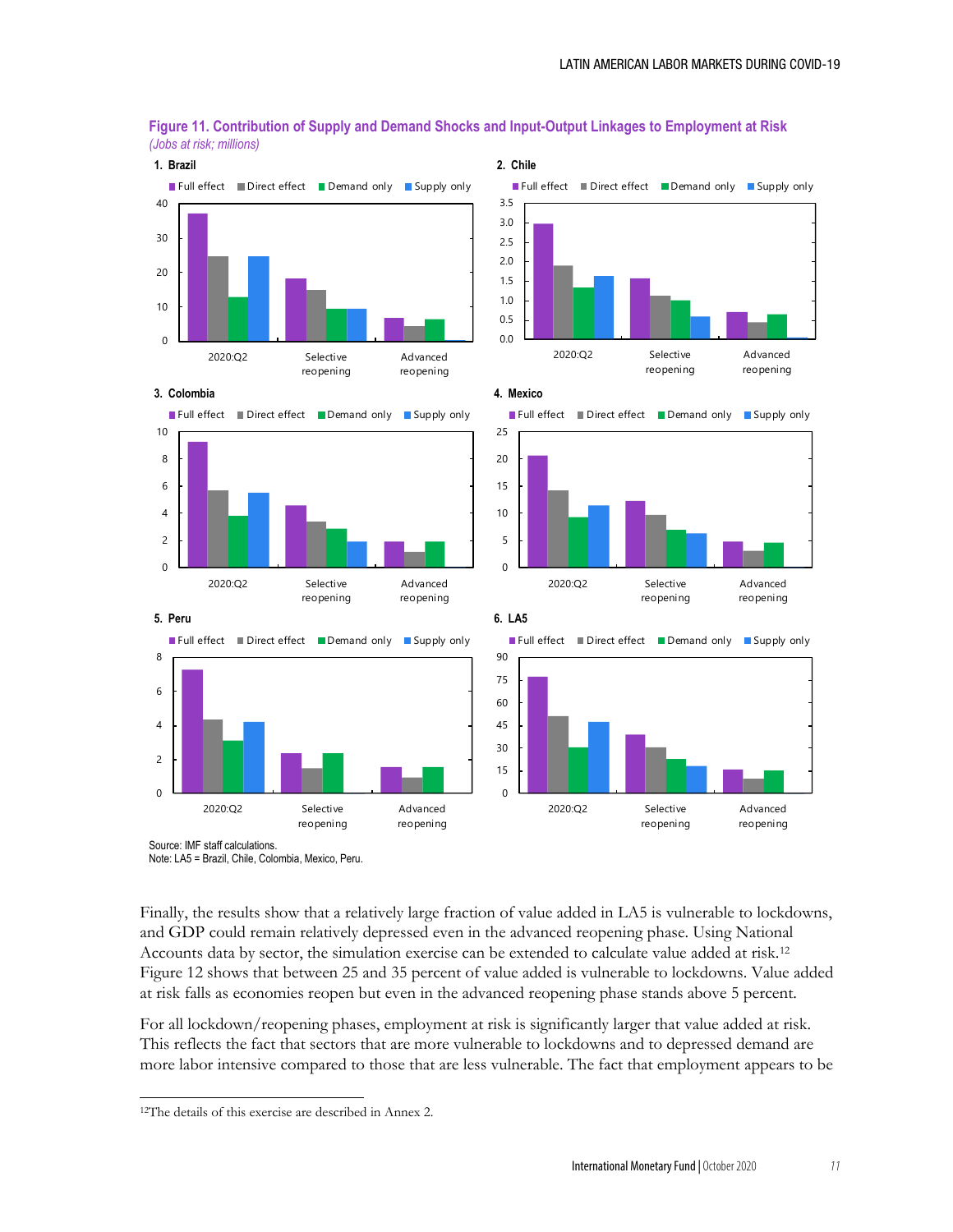**Figure 11. Contribution of Supply and Demand Shocks and Input-Output Linkages to Employment at Risk**
*(Jobs at risk; millions)*

Source: IMF staff calculations.
Note: LA5 = Brazil, Chile, Colombia, Mexico, Peru.

Finally, the results show that a relatively large fraction of value added in LA5 is vulnerable to lockdowns, and GDP could remain relatively depressed even in the advanced reopening phase. Using National Accounts data by sector, the simulation exercise can be extended to calculate value added at risk.[12] Figure 12 shows that between 25 and 35 percent of value added is vulnerable to lockdowns. Value added at risk falls as economies reopen but even in the advanced reopening phase stands above 5 percent.

For all lockdown/reopening phases, employment at risk is significantly larger that value added at risk. This reflects the fact that sectors that are more vulnerable to lockdowns and to depressed demand are more labor intensive compared to those that are less vulnerable. The fact that employment appears to be

[12] The details of this exercise are described in Annex 2.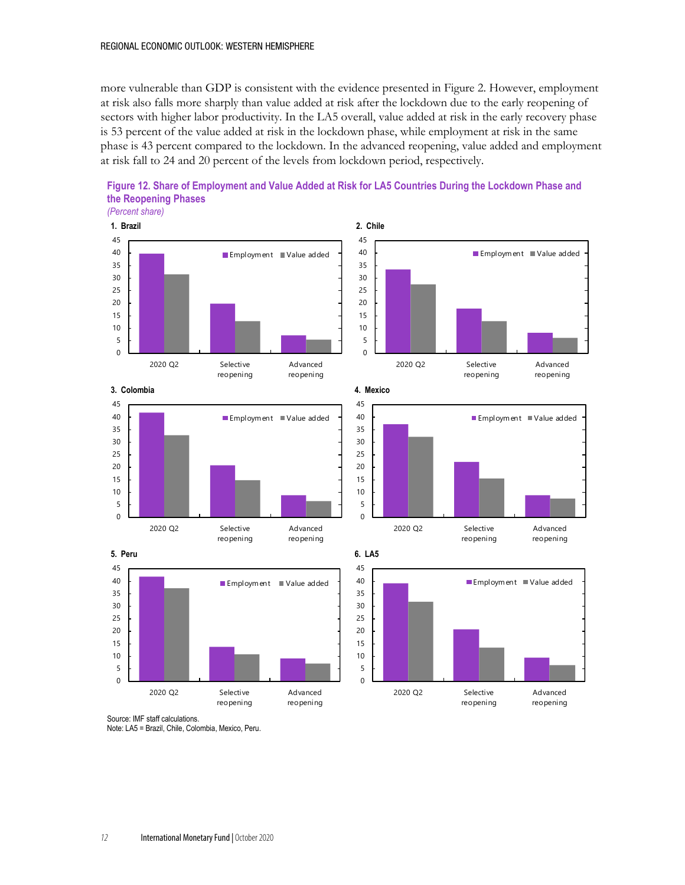more vulnerable than GDP is consistent with the evidence presented in Figure 2. However, employment at risk also falls more sharply than value added at risk after the lockdown due to the early reopening of sectors with higher labor productivity. In the LA5 overall, value added at risk in the early recovery phase is 53 percent of the value added at risk in the lockdown phase, while employment at risk in the same phase is 43 percent compared to the lockdown. In the advanced reopening, value added and employment at risk fall to 24 and 20 percent of the levels from lockdown period, respectively.

**Figure 12. Share of Employment and Value Added at Risk for LA5 Countries During the Lockdown Phase and the Reopening Phases**

*(Percent share)*

**1. Brazil**

**2. Chile**

**3. Colombia**

**4. Mexico**

**5. Peru**

**6. LA5**

Source: IMF staff calculations.
Note: LA5 = Brazil, Chile, Colombia, Mexico, Peru.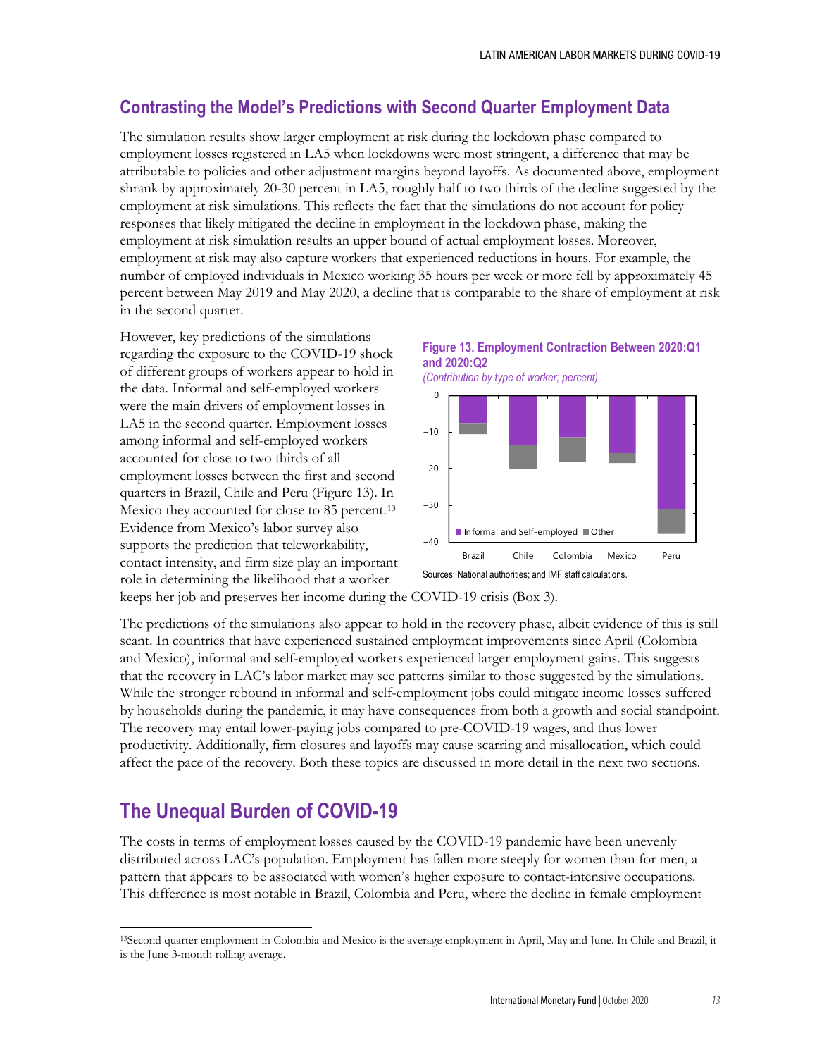## Contrasting the Model's Predictions with Second Quarter Employment Data

The simulation results show larger employment at risk during the lockdown phase compared to employment losses registered in LA5 when lockdowns were most stringent, a difference that may be attributable to policies and other adjustment margins beyond layoffs. As documented above, employment shrank by approximately 20-30 percent in LA5, roughly half to two thirds of the decline suggested by the employment at risk simulations. This reflects the fact that the simulations do not account for policy responses that likely mitigated the decline in employment in the lockdown phase, making the employment at risk simulation results an upper bound of actual employment losses. Moreover, employment at risk may also capture workers that experienced reductions in hours. For example, the number of employed individuals in Mexico working 35 hours per week or more fell by approximately 45 percent between May 2019 and May 2020, a decline that is comparable to the share of employment at risk in the second quarter.

However, key predictions of the simulations regarding the exposure to the COVID-19 shock of different groups of workers appear to hold in the data. Informal and self-employed workers were the main drivers of employment losses in LA5 in the second quarter. Employment losses among informal and self-employed workers accounted for close to two thirds of all employment losses between the first and second quarters in Brazil, Chile and Peru (Figure 13). In Mexico they accounted for close to 85 percent.[13] Evidence from Mexico's labor survey also supports the prediction that teleworkability, contact intensity, and firm size play an important role in determining the likelihood that a worker keeps her job and preserves her income during the COVID-19 crisis (Box 3).

**Figure 13. Employment Contraction Between 2020:Q1 and 2020:Q2**
*(Contribution by type of worker; percent)*

Sources: National authorities; and IMF staff calculations.

The predictions of the simulations also appear to hold in the recovery phase, albeit evidence of this is still scant. In countries that have experienced sustained employment improvements since April (Colombia and Mexico), informal and self-employed workers experienced larger employment gains. This suggests that the recovery in LAC's labor market may see patterns similar to those suggested by the simulations. While the stronger rebound in informal and self-employment jobs could mitigate income losses suffered by households during the pandemic, it may have consequences from both a growth and social standpoint. The recovery may entail lower-paying jobs compared to pre-COVID-19 wages, and thus lower productivity. Additionally, firm closures and layoffs may cause scarring and misallocation, which could affect the pace of the recovery. Both these topics are discussed in more detail in the next two sections.

## The Unequal Burden of COVID-19

The costs in terms of employment losses caused by the COVID-19 pandemic have been unevenly distributed across LAC's population. Employment has fallen more steeply for women than for men, a pattern that appears to be associated with women's higher exposure to contact-intensive occupations. This difference is most notable in Brazil, Colombia and Peru, where the decline in female employment

[13] Second quarter employment in Colombia and Mexico is the average employment in April, May and June. In Chile and Brazil, it is the June 3-month rolling average.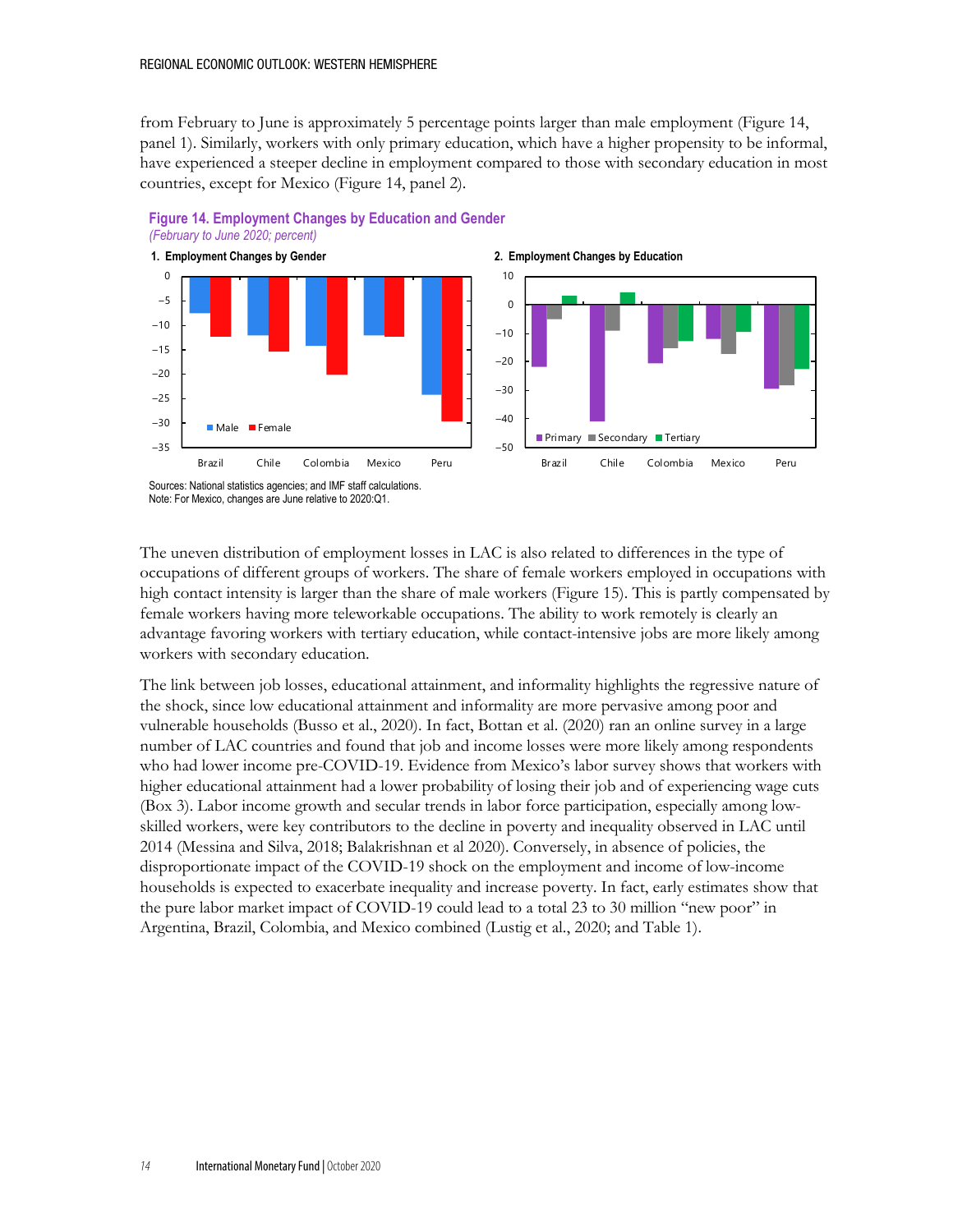from February to June is approximately 5 percentage points larger than male employment (Figure 14, panel 1). Similarly, workers with only primary education, which have a higher propensity to be informal, have experienced a steeper decline in employment compared to those with secondary education in most countries, except for Mexico (Figure 14, panel 2).

**Figure 14. Employment Changes by Education and Gender**
*(February to June 2020; percent)*

**1. Employment Changes by Gender**

**2. Employment Changes by Education**

Sources: National statistics agencies; and IMF staff calculations.
Note: For Mexico, changes are June relative to 2020:Q1.

The uneven distribution of employment losses in LAC is also related to differences in the type of occupations of different groups of workers. The share of female workers employed in occupations with high contact intensity is larger than the share of male workers (Figure 15). This is partly compensated by female workers having more teleworkable occupations. The ability to work remotely is clearly an advantage favoring workers with tertiary education, while contact-intensive jobs are more likely among workers with secondary education.

The link between job losses, educational attainment, and informality highlights the regressive nature of the shock, since low educational attainment and informality are more pervasive among poor and vulnerable households (Busso et al., 2020). In fact, Bottan et al. (2020) ran an online survey in a large number of LAC countries and found that job and income losses were more likely among respondents who had lower income pre-COVID-19. Evidence from Mexico's labor survey shows that workers with higher educational attainment had a lower probability of losing their job and of experiencing wage cuts (Box 3). Labor income growth and secular trends in labor force participation, especially among low-skilled workers, were key contributors to the decline in poverty and inequality observed in LAC until 2014 (Messina and Silva, 2018; Balakrishnan et al 2020). Conversely, in absence of policies, the disproportionate impact of the COVID-19 shock on the employment and income of low-income households is expected to exacerbate inequality and increase poverty. In fact, early estimates show that the pure labor market impact of COVID-19 could lead to a total 23 to 30 million "new poor" in Argentina, Brazil, Colombia, and Mexico combined (Lustig et al., 2020; and Table 1).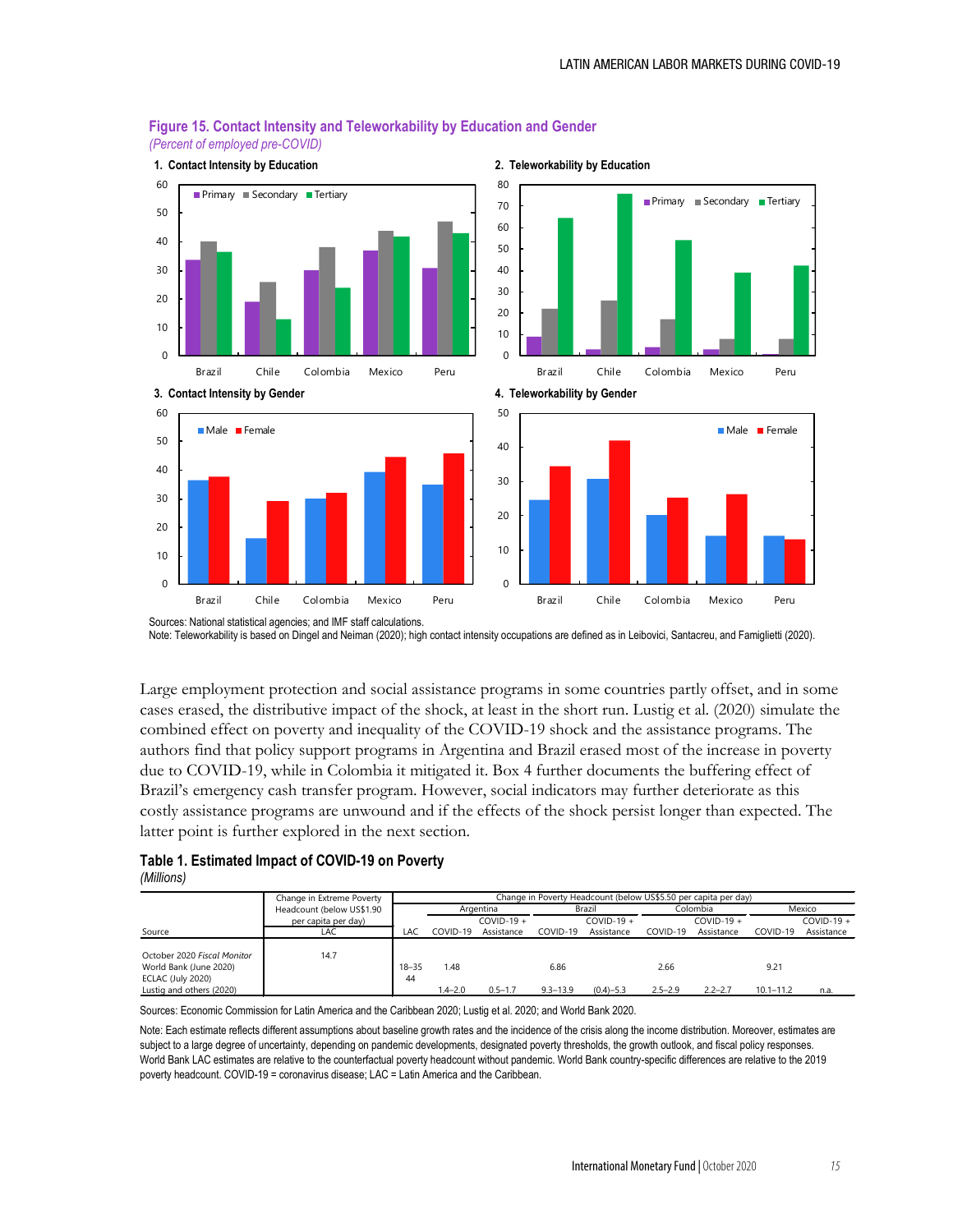**Figure 15. Contact Intensity and Teleworkability by Education and Gender**
*(Percent of employed pre-COVID)*

**1. Contact Intensity by Education**

**2. Teleworkability by Education**

**3. Contact Intensity by Gender**

**4. Teleworkability by Gender**

Sources: National statistical agencies; and IMF staff calculations.
Note: Teleworkability is based on Dingel and Neiman (2020); high contact intensity occupations are defined as in Leibovici, Santacreu, and Famiglietti (2020).

Large employment protection and social assistance programs in some countries partly offset, and in some cases erased, the distributive impact of the shock, at least in the short run. Lustig et al. (2020) simulate the combined effect on poverty and inequality of the COVID-19 shock and the assistance programs. The authors find that policy support programs in Argentina and Brazil erased most of the increase in poverty due to COVID-19, while in Colombia it mitigated it. Box 4 further documents the buffering effect of Brazil's emergency cash transfer program. However, social indicators may further deteriorate as this costly assistance programs are unwound and if the effects of the shock persist longer than expected. The latter point is further explored in the next section.

**Table 1. Estimated Impact of COVID-19 on Poverty**
*(Millions)*

| | Change in Extreme Poverty Headcount (below US$1.90 per capita per day) | Change in Poverty Headcount (below US$5.50 per capita per day) | | | | | | | | |
|---|---|---|---|---|---|---|---|---|---|---|
| | | | Argentina | | Brazil | | Colombia | | Mexico | |
| Source | LAC | LAC | COVID-19 | COVID-19 + Assistance | COVID-19 | COVID-19 + Assistance | COVID-19 | COVID-19 + Assistance | COVID-19 | COVID-19 + Assistance |
| October 2020 *Fiscal Monitor* | 14.7 | | | | | | | | | |
| World Bank (June 2020) | | 18–35 | 1.48 | | 6.86 | | 2.66 | | 9.21 | |
| ECLAC (July 2020) | | 44 | | | | | | | | |
| Lustig and others (2020) | | | 1.4–2.0 | 0.5–1.7 | 9.3–13.9 | (0.4)–5.3 | 2.5–2.9 | 2.2–2.7 | 10.1–11.2 | n.a. |

Sources: Economic Commission for Latin America and the Caribbean 2020; Lustig et al. 2020; and World Bank 2020.

Note: Each estimate reflects different assumptions about baseline growth rates and the incidence of the crisis along the income distribution. Moreover, estimates are subject to a large degree of uncertainty, depending on pandemic developments, designated poverty thresholds, the growth outlook, and fiscal policy responses. World Bank LAC estimates are relative to the counterfactual poverty headcount without pandemic. World Bank country-specific differences are relative to the 2019 poverty headcount. COVID-19 = coronavirus disease; LAC = Latin America and the Caribbean.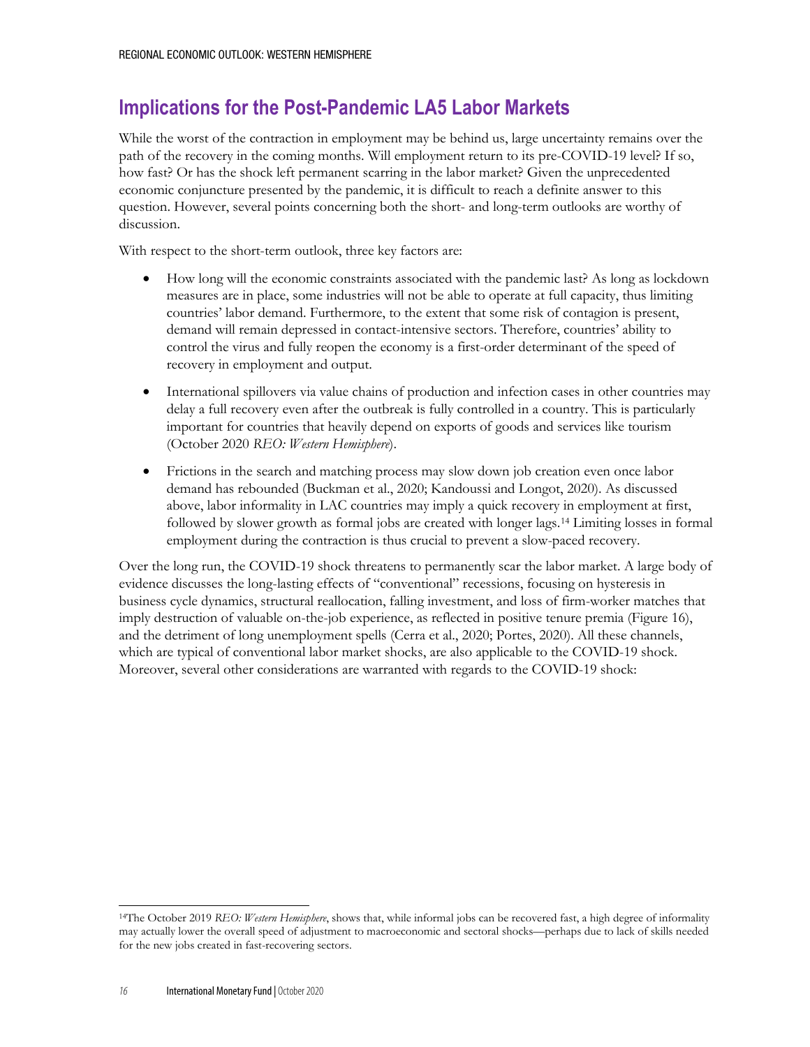## Implications for the Post-Pandemic LA5 Labor Markets

While the worst of the contraction in employment may be behind us, large uncertainty remains over the path of the recovery in the coming months. Will employment return to its pre-COVID-19 level? If so, how fast? Or has the shock left permanent scarring in the labor market? Given the unprecedented economic conjuncture presented by the pandemic, it is difficult to reach a definite answer to this question. However, several points concerning both the short- and long-term outlooks are worthy of discussion.

With respect to the short-term outlook, three key factors are:

- How long will the economic constraints associated with the pandemic last? As long as lockdown measures are in place, some industries will not be able to operate at full capacity, thus limiting countries' labor demand. Furthermore, to the extent that some risk of contagion is present, demand will remain depressed in contact-intensive sectors. Therefore, countries' ability to control the virus and fully reopen the economy is a first-order determinant of the speed of recovery in employment and output.

- International spillovers via value chains of production and infection cases in other countries may delay a full recovery even after the outbreak is fully controlled in a country. This is particularly important for countries that heavily depend on exports of goods and services like tourism (October 2020 *REO: Western Hemisphere*).

- Frictions in the search and matching process may slow down job creation even once labor demand has rebounded (Buckman et al., 2020; Kandoussi and Longot, 2020). As discussed above, labor informality in LAC countries may imply a quick recovery in employment at first, followed by slower growth as formal jobs are created with longer lags.[14] Limiting losses in formal employment during the contraction is thus crucial to prevent a slow-paced recovery.

Over the long run, the COVID-19 shock threatens to permanently scar the labor market. A large body of evidence discusses the long-lasting effects of "conventional" recessions, focusing on hysteresis in business cycle dynamics, structural reallocation, falling investment, and loss of firm-worker matches that imply destruction of valuable on-the-job experience, as reflected in positive tenure premia (Figure 16), and the detriment of long unemployment spells (Cerra et al., 2020; Portes, 2020). All these channels, which are typical of conventional labor market shocks, are also applicable to the COVID-19 shock. Moreover, several other considerations are warranted with regards to the COVID-19 shock:

[14] The October 2019 *REO: Western Hemisphere*, shows that, while informal jobs can be recovered fast, a high degree of informality may actually lower the overall speed of adjustment to macroeconomic and sectoral shocks—perhaps due to lack of skills needed for the new jobs created in fast-recovering sectors.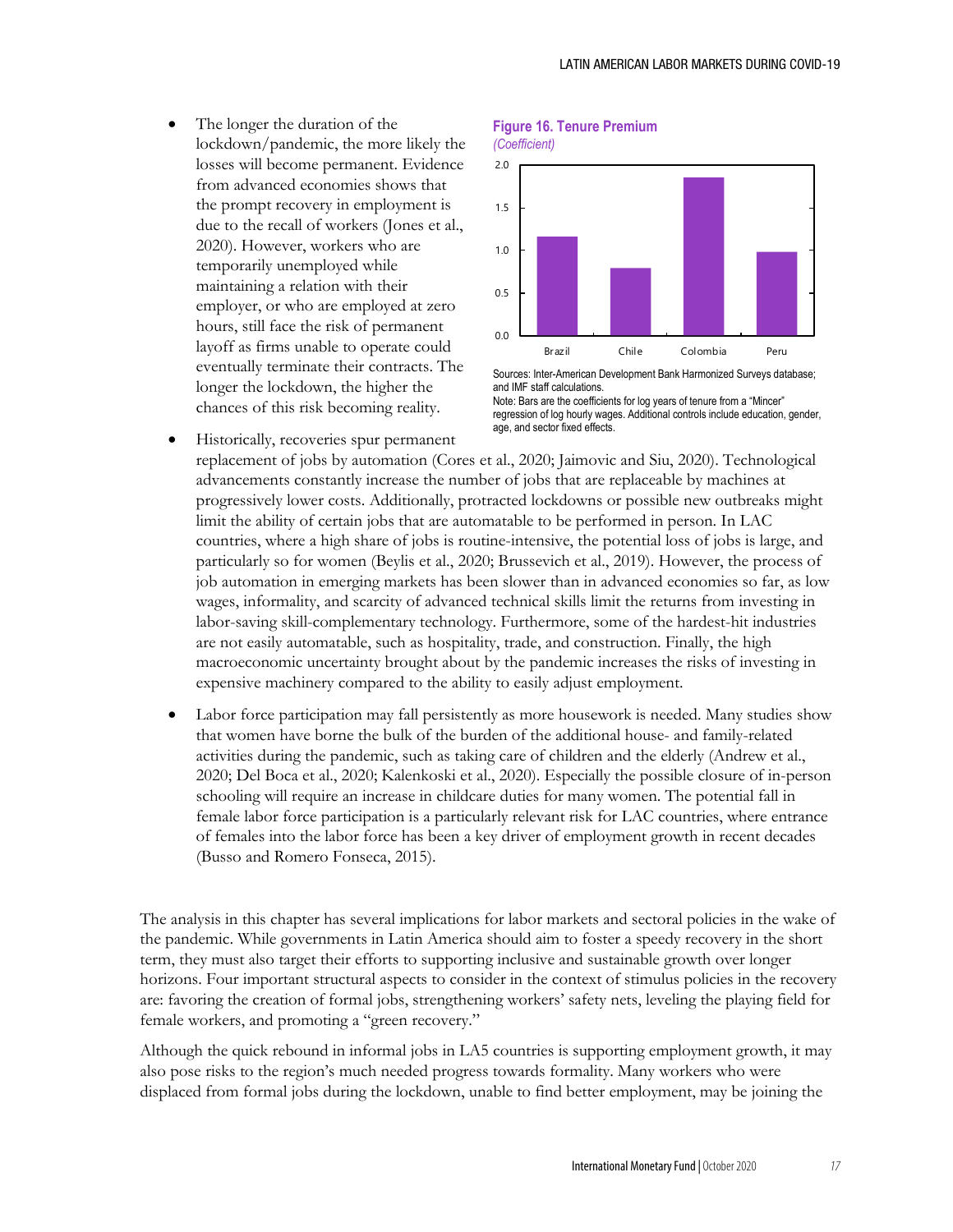- The longer the duration of the lockdown/pandemic, the more likely the losses will become permanent. Evidence from advanced economies shows that the prompt recovery in employment is due to the recall of workers (Jones et al., 2020). However, workers who are temporarily unemployed while maintaining a relation with their employer, or who are employed at zero hours, still face the risk of permanent layoff as firms unable to operate could eventually terminate their contracts. The longer the lockdown, the higher the chances of this risk becoming reality.

**Figure 16. Tenure Premium**
*(Coefficient)*

| Country | Coefficient |
| --- | --- |
| Brazil | ~1.15 |
| Chile | ~0.78 |
| Colombia | ~1.85 |
| Peru | ~0.98 |

Sources: Inter-American Development Bank Harmonized Surveys database; and IMF staff calculations.
Note: Bars are the coefficients for log years of tenure from a "Mincer" regression of log hourly wages. Additional controls include education, gender, age, and sector fixed effects.

- Historically, recoveries spur permanent replacement of jobs by automation (Cores et al., 2020; Jaimovic and Siu, 2020). Technological advancements constantly increase the number of jobs that are replaceable by machines at progressively lower costs. Additionally, protracted lockdowns or possible new outbreaks might limit the ability of certain jobs that are automatable to be performed in person. In LAC countries, where a high share of jobs is routine-intensive, the potential loss of jobs is large, and particularly so for women (Beylis et al., 2020; Brussevich et al., 2019). However, the process of job automation in emerging markets has been slower than in advanced economies so far, as low wages, informality, and scarcity of advanced technical skills limit the returns from investing in labor-saving skill-complementary technology. Furthermore, some of the hardest-hit industries are not easily automatable, such as hospitality, trade, and construction. Finally, the high macroeconomic uncertainty brought about by the pandemic increases the risks of investing in expensive machinery compared to the ability to easily adjust employment.

- Labor force participation may fall persistently as more housework is needed. Many studies show that women have borne the bulk of the burden of the additional house- and family-related activities during the pandemic, such as taking care of children and the elderly (Andrew et al., 2020; Del Boca et al., 2020; Kalenkoski et al., 2020). Especially the possible closure of in-person schooling will require an increase in childcare duties for many women. The potential fall in female labor force participation is a particularly relevant risk for LAC countries, where entrance of females into the labor force has been a key driver of employment growth in recent decades (Busso and Romero Fonseca, 2015).

The analysis in this chapter has several implications for labor markets and sectoral policies in the wake of the pandemic. While governments in Latin America should aim to foster a speedy recovery in the short term, they must also target their efforts to supporting inclusive and sustainable growth over longer horizons. Four important structural aspects to consider in the context of stimulus policies in the recovery are: favoring the creation of formal jobs, strengthening workers' safety nets, leveling the playing field for female workers, and promoting a "green recovery."

Although the quick rebound in informal jobs in LA5 countries is supporting employment growth, it may also pose risks to the region's much needed progress towards formality. Many workers who were displaced from formal jobs during the lockdown, unable to find better employment, may be joining the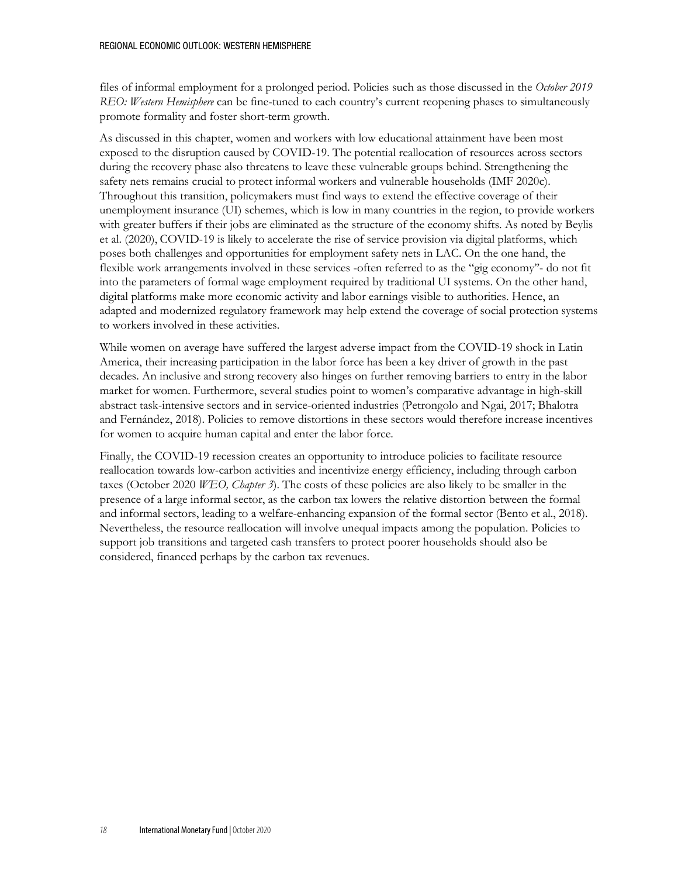files of informal employment for a prolonged period. Policies such as those discussed in the *October 2019 REO: Western Hemisphere* can be fine-tuned to each country's current reopening phases to simultaneously promote formality and foster short-term growth.

As discussed in this chapter, women and workers with low educational attainment have been most exposed to the disruption caused by COVID-19. The potential reallocation of resources across sectors during the recovery phase also threatens to leave these vulnerable groups behind. Strengthening the safety nets remains crucial to protect informal workers and vulnerable households (IMF 2020c). Throughout this transition, policymakers must find ways to extend the effective coverage of their unemployment insurance (UI) schemes, which is low in many countries in the region, to provide workers with greater buffers if their jobs are eliminated as the structure of the economy shifts. As noted by Beylis et al. (2020), COVID-19 is likely to accelerate the rise of service provision via digital platforms, which poses both challenges and opportunities for employment safety nets in LAC. On the one hand, the flexible work arrangements involved in these services -often referred to as the "gig economy"- do not fit into the parameters of formal wage employment required by traditional UI systems. On the other hand, digital platforms make more economic activity and labor earnings visible to authorities. Hence, an adapted and modernized regulatory framework may help extend the coverage of social protection systems to workers involved in these activities.

While women on average have suffered the largest adverse impact from the COVID-19 shock in Latin America, their increasing participation in the labor force has been a key driver of growth in the past decades. An inclusive and strong recovery also hinges on further removing barriers to entry in the labor market for women. Furthermore, several studies point to women's comparative advantage in high-skill abstract task-intensive sectors and in service-oriented industries (Petrongolo and Ngai, 2017; Bhalotra and Fernández, 2018). Policies to remove distortions in these sectors would therefore increase incentives for women to acquire human capital and enter the labor force.

Finally, the COVID-19 recession creates an opportunity to introduce policies to facilitate resource reallocation towards low-carbon activities and incentivize energy efficiency, including through carbon taxes (October 2020 *WEO, Chapter 3*). The costs of these policies are also likely to be smaller in the presence of a large informal sector, as the carbon tax lowers the relative distortion between the formal and informal sectors, leading to a welfare-enhancing expansion of the formal sector (Bento et al., 2018). Nevertheless, the resource reallocation will involve unequal impacts among the population. Policies to support job transitions and targeted cash transfers to protect poorer households should also be considered, financed perhaps by the carbon tax revenues.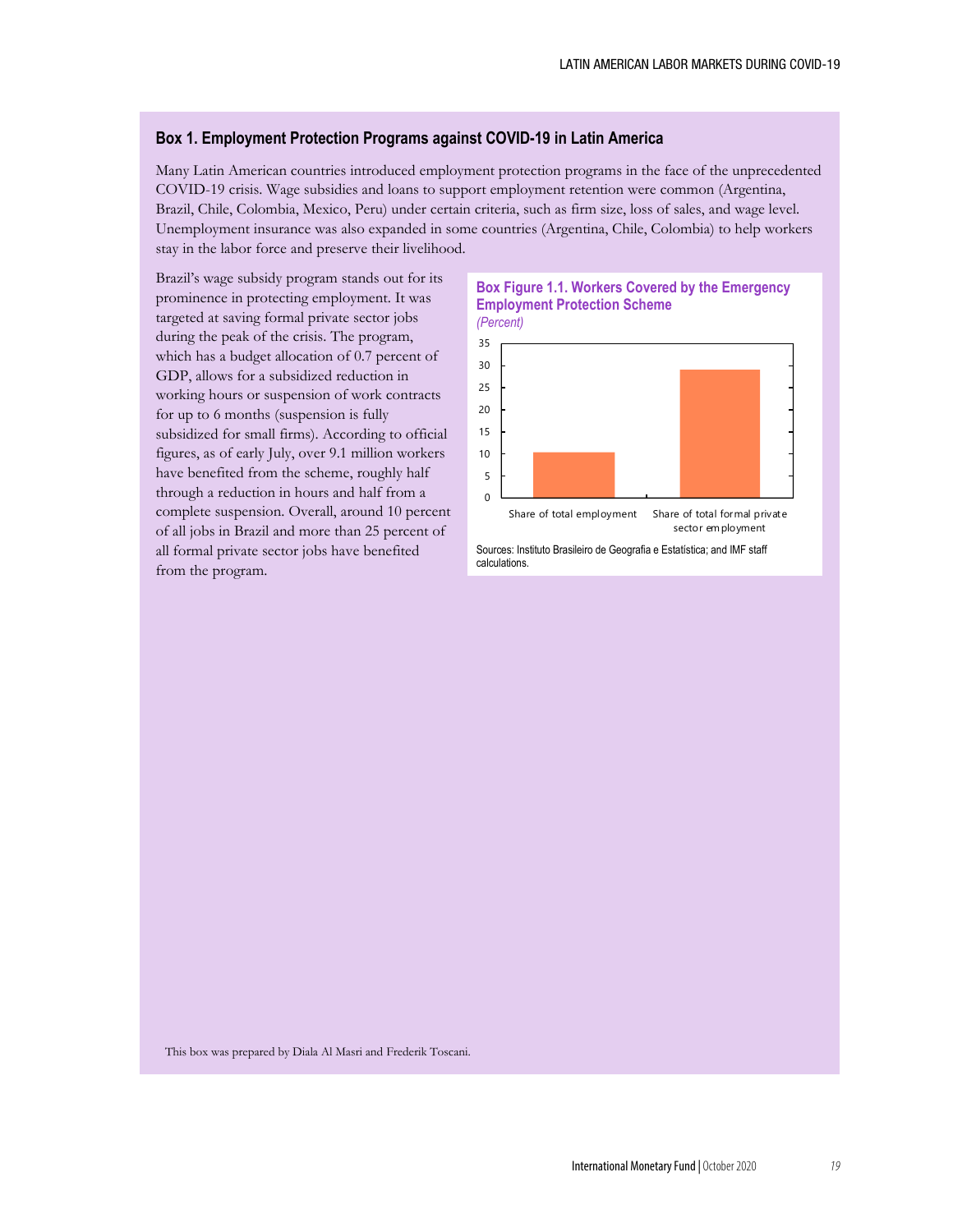## Box 1. Employment Protection Programs against COVID-19 in Latin America

Many Latin American countries introduced employment protection programs in the face of the unprecedented COVID-19 crisis. Wage subsidies and loans to support employment retention were common (Argentina, Brazil, Chile, Colombia, Mexico, Peru) under certain criteria, such as firm size, loss of sales, and wage level. Unemployment insurance was also expanded in some countries (Argentina, Chile, Colombia) to help workers stay in the labor force and preserve their livelihood.

Brazil's wage subsidy program stands out for its prominence in protecting employment. It was targeted at saving formal private sector jobs during the peak of the crisis. The program, which has a budget allocation of 0.7 percent of GDP, allows for a subsidized reduction in working hours or suspension of work contracts for up to 6 months (suspension is fully subsidized for small firms). According to official figures, as of early July, over 9.1 million workers have benefited from the scheme, roughly half through a reduction in hours and half from a complete suspension. Overall, around 10 percent of all jobs in Brazil and more than 25 percent of all formal private sector jobs have benefited from the program.

**Box Figure 1.1. Workers Covered by the Emergency Employment Protection Scheme**

*(Percent)*

Y-axis: 0, 5, 10, 15, 20, 25, 30, 35

Bars: Share of total employment; Share of total formal private sector employment

Sources: Instituto Brasileiro de Geografia e Estatística; and IMF staff calculations.

This box was prepared by Diala Al Masri and Frederik Toscani.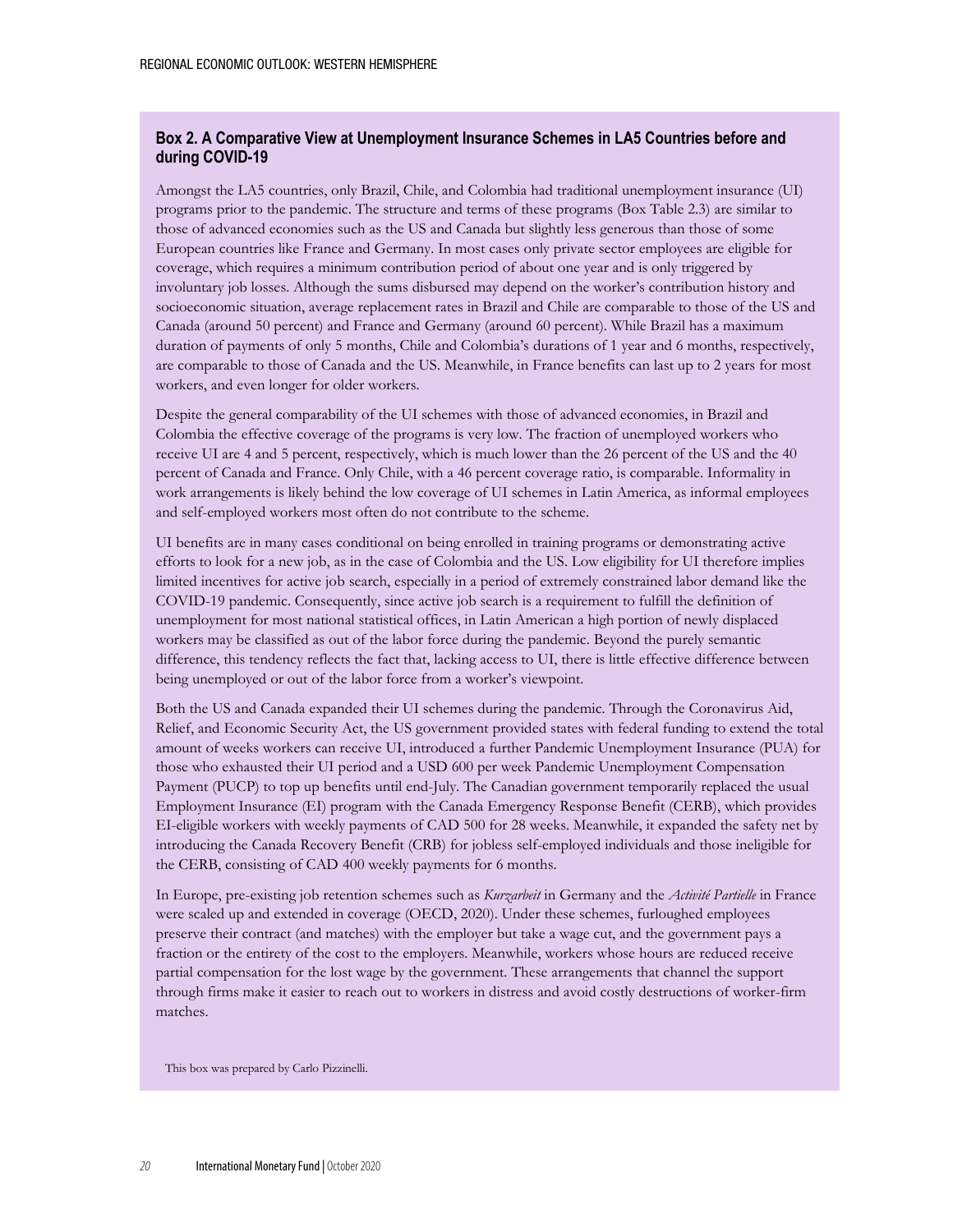## Box 2. A Comparative View at Unemployment Insurance Schemes in LA5 Countries before and during COVID-19

Amongst the LA5 countries, only Brazil, Chile, and Colombia had traditional unemployment insurance (UI) programs prior to the pandemic. The structure and terms of these programs (Box Table 2.3) are similar to those of advanced economies such as the US and Canada but slightly less generous than those of some European countries like France and Germany. In most cases only private sector employees are eligible for coverage, which requires a minimum contribution period of about one year and is only triggered by involuntary job losses. Although the sums disbursed may depend on the worker's contribution history and socioeconomic situation, average replacement rates in Brazil and Chile are comparable to those of the US and Canada (around 50 percent) and France and Germany (around 60 percent). While Brazil has a maximum duration of payments of only 5 months, Chile and Colombia's durations of 1 year and 6 months, respectively, are comparable to those of Canada and the US. Meanwhile, in France benefits can last up to 2 years for most workers, and even longer for older workers.

Despite the general comparability of the UI schemes with those of advanced economies, in Brazil and Colombia the effective coverage of the programs is very low. The fraction of unemployed workers who receive UI are 4 and 5 percent, respectively, which is much lower than the 26 percent of the US and the 40 percent of Canada and France. Only Chile, with a 46 percent coverage ratio, is comparable. Informality in work arrangements is likely behind the low coverage of UI schemes in Latin America, as informal employees and self-employed workers most often do not contribute to the scheme.

UI benefits are in many cases conditional on being enrolled in training programs or demonstrating active efforts to look for a new job, as in the case of Colombia and the US. Low eligibility for UI therefore implies limited incentives for active job search, especially in a period of extremely constrained labor demand like the COVID-19 pandemic. Consequently, since active job search is a requirement to fulfill the definition of unemployment for most national statistical offices, in Latin American a high portion of newly displaced workers may be classified as out of the labor force during the pandemic. Beyond the purely semantic difference, this tendency reflects the fact that, lacking access to UI, there is little effective difference between being unemployed or out of the labor force from a worker's viewpoint.

Both the US and Canada expanded their UI schemes during the pandemic. Through the Coronavirus Aid, Relief, and Economic Security Act, the US government provided states with federal funding to extend the total amount of weeks workers can receive UI, introduced a further Pandemic Unemployment Insurance (PUA) for those who exhausted their UI period and a USD 600 per week Pandemic Unemployment Compensation Payment (PUCP) to top up benefits until end-July. The Canadian government temporarily replaced the usual Employment Insurance (EI) program with the Canada Emergency Response Benefit (CERB), which provides EI-eligible workers with weekly payments of CAD 500 for 28 weeks. Meanwhile, it expanded the safety net by introducing the Canada Recovery Benefit (CRB) for jobless self-employed individuals and those ineligible for the CERB, consisting of CAD 400 weekly payments for 6 months.

In Europe, pre-existing job retention schemes such as *Kurzarbeit* in Germany and the *Activité Partielle* in France were scaled up and extended in coverage (OECD, 2020). Under these schemes, furloughed employees preserve their contract (and matches) with the employer but take a wage cut, and the government pays a fraction or the entirety of the cost to the employers. Meanwhile, workers whose hours are reduced receive partial compensation for the lost wage by the government. These arrangements that channel the support through firms make it easier to reach out to workers in distress and avoid costly destructions of worker-firm matches.

This box was prepared by Carlo Pizzinelli.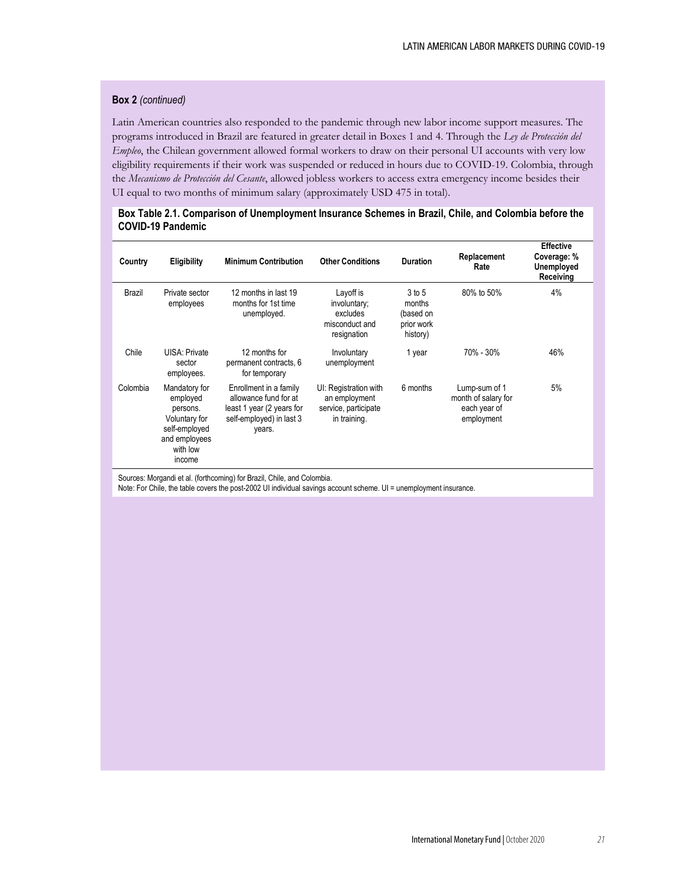**Box 2** *(continued)*

Latin American countries also responded to the pandemic through new labor income support measures. The programs introduced in Brazil are featured in greater detail in Boxes 1 and 4. Through the *Ley de Protección del Empleo*, the Chilean government allowed formal workers to draw on their personal UI accounts with very low eligibility requirements if their work was suspended or reduced in hours due to COVID-19. Colombia, through the *Mecanismo de Protección del Cesante*, allowed jobless workers to access extra emergency income besides their UI equal to two months of minimum salary (approximately USD 475 in total).

**Box Table 2.1. Comparison of Unemployment Insurance Schemes in Brazil, Chile, and Colombia before the COVID-19 Pandemic**

| Country | Eligibility | Minimum Contribution | Other Conditions | Duration | Replacement Rate | Effective Coverage: % Unemployed Receiving |
|---|---|---|---|---|---|---|
| Brazil | Private sector employees | 12 months in last 19 months for 1st time unemployed. | Layoff is involuntary; excludes misconduct and resignation | 3 to 5 months (based on prior work history) | 80% to 50% | 4% |
| Chile | UISA: Private sector employees. | 12 months for permanent contracts, 6 for temporary | Involuntary unemployment | 1 year | 70% - 30% | 46% |
| Colombia | Mandatory for employed persons. Voluntary for self-employed and employees with low income | Enrollment in a family allowance fund for at least 1 year (2 years for self-employed) in last 3 years. | UI: Registration with an employment service, participate in training. | 6 months | Lump-sum of 1 month of salary for each year of employment | 5% |

Sources: Morgandi et al. (forthcoming) for Brazil, Chile, and Colombia.
Note: For Chile, the table covers the post-2002 UI individual savings account scheme. UI = unemployment insurance.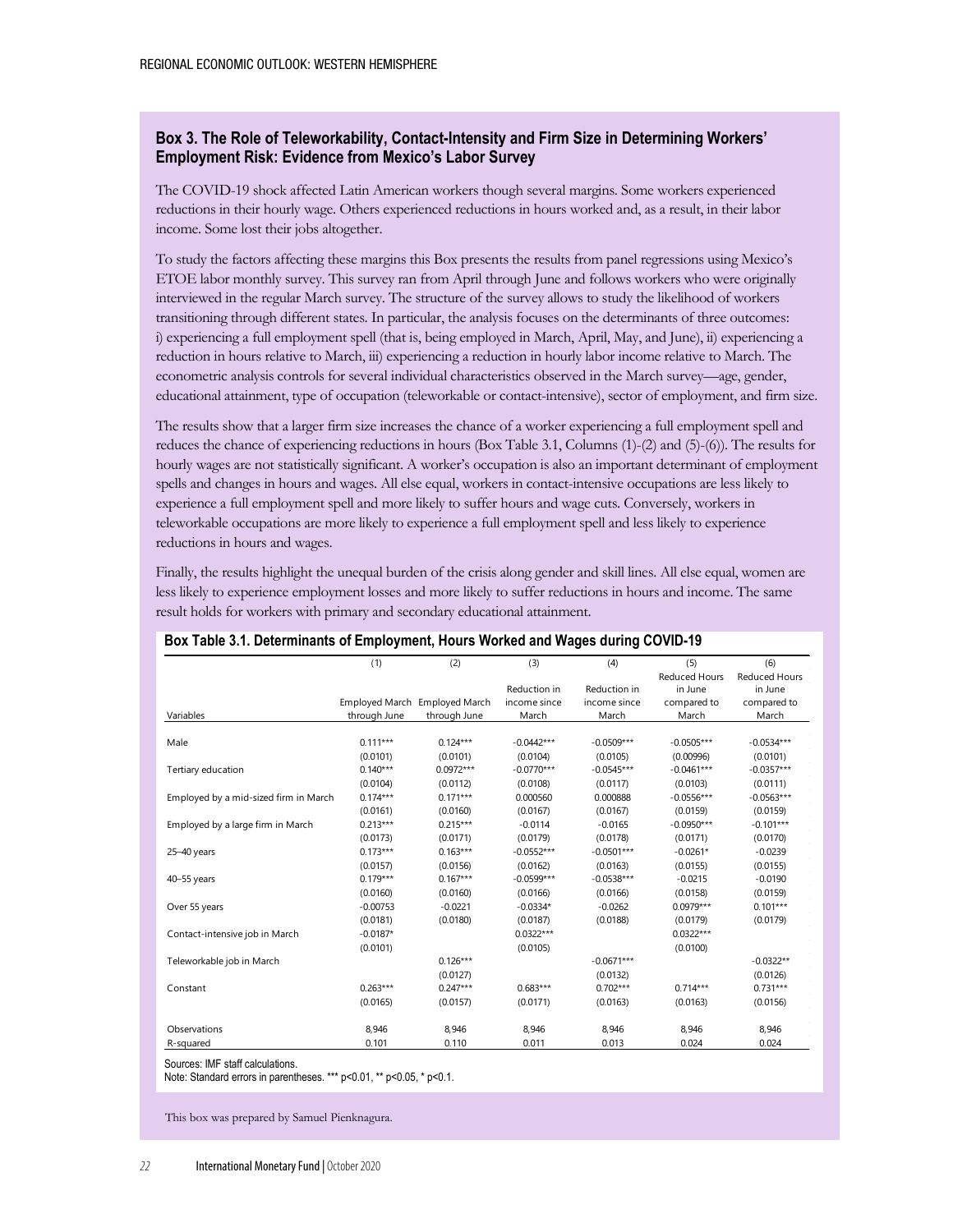## Box 3. The Role of Teleworkability, Contact-Intensity and Firm Size in Determining Workers' Employment Risk: Evidence from Mexico's Labor Survey

The COVID-19 shock affected Latin American workers though several margins. Some workers experienced reductions in their hourly wage. Others experienced reductions in hours worked and, as a result, in their labor income. Some lost their jobs altogether.

To study the factors affecting these margins this Box presents the results from panel regressions using Mexico's ETOE labor monthly survey. This survey ran from April through June and follows workers who were originally interviewed in the regular March survey. The structure of the survey allows to study the likelihood of workers transitioning through different states. In particular, the analysis focuses on the determinants of three outcomes: i) experiencing a full employment spell (that is, being employed in March, April, May, and June), ii) experiencing a reduction in hours relative to March, iii) experiencing a reduction in hourly labor income relative to March. The econometric analysis controls for several individual characteristics observed in the March survey—age, gender, educational attainment, type of occupation (teleworkable or contact-intensive), sector of employment, and firm size.

The results show that a larger firm size increases the chance of a worker experiencing a full employment spell and reduces the chance of experiencing reductions in hours (Box Table 3.1, Columns (1)-(2) and (5)-(6)). The results for hourly wages are not statistically significant. A worker's occupation is also an important determinant of employment spells and changes in hours and wages. All else equal, workers in contact-intensive occupations are less likely to experience a full employment spell and more likely to suffer hours and wage cuts. Conversely, workers in teleworkable occupations are more likely to experience a full employment spell and less likely to experience reductions in hours and wages.

Finally, the results highlight the unequal burden of the crisis along gender and skill lines. All else equal, women are less likely to experience employment losses and more likely to suffer reductions in hours and income. The same result holds for workers with primary and secondary educational attainment.

**Box Table 3.1. Determinants of Employment, Hours Worked and Wages during COVID-19**

| | (1) | (2) | (3) | (4) | (5) | (6) |
|---|---|---|---|---|---|---|
| Variables | Employed March through June | Employed March through June | Reduction in income since March | Reduction in income since March | Reduced Hours in June compared to March | Reduced Hours in June compared to March |
| Male | 0.111*** | 0.124*** | -0.0442*** | -0.0509*** | -0.0505*** | -0.0534*** |
| | (0.0101) | (0.0101) | (0.0104) | (0.0105) | (0.00996) | (0.0101) |
| Tertiary education | 0.140*** | 0.0972*** | -0.0770*** | -0.0545*** | -0.0461*** | -0.0357*** |
| | (0.0104) | (0.0112) | (0.0108) | (0.0117) | (0.0103) | (0.0111) |
| Employed by a mid-sized firm in March | 0.174*** | 0.171*** | 0.000560 | 0.000888 | -0.0556*** | -0.0563*** |
| | (0.0161) | (0.0160) | (0.0167) | (0.0167) | (0.0159) | (0.0159) |
| Employed by a large firm in March | 0.213*** | 0.215*** | -0.0114 | -0.0165 | -0.0950*** | -0.101*** |
| | (0.0173) | (0.0171) | (0.0179) | (0.0178) | (0.0171) | (0.0170) |
| 25–40 years | 0.173*** | 0.163*** | -0.0552*** | -0.0501*** | -0.0261* | -0.0239 |
| | (0.0157) | (0.0156) | (0.0162) | (0.0163) | (0.0155) | (0.0155) |
| 40–55 years | 0.179*** | 0.167*** | -0.0599*** | -0.0538*** | -0.0215 | -0.0190 |
| | (0.0160) | (0.0160) | (0.0166) | (0.0166) | (0.0158) | (0.0159) |
| Over 55 years | -0.00753 | -0.0221 | -0.0334* | -0.0262 | 0.0979*** | 0.101*** |
| | (0.0181) | (0.0180) | (0.0187) | (0.0188) | (0.0179) | (0.0179) |
| Contact-intensive job in March | -0.0187* | | 0.0322*** | | 0.0322*** | |
| | (0.0101) | | (0.0105) | | (0.0100) | |
| Teleworkable job in March | | 0.126*** | | -0.0671*** | | -0.0322** |
| | | (0.0127) | | (0.0132) | | (0.0126) |
| Constant | 0.263*** | 0.247*** | 0.683*** | 0.702*** | 0.714*** | 0.731*** |
| | (0.0165) | (0.0157) | (0.0171) | (0.0163) | (0.0163) | (0.0156) |
| Observations | 8,946 | 8,946 | 8,946 | 8,946 | 8,946 | 8,946 |
| R-squared | 0.101 | 0.110 | 0.011 | 0.013 | 0.024 | 0.024 |

Sources: IMF staff calculations.
Note: Standard errors in parentheses. *** p<0.01, ** p<0.05, * p<0.1.

This box was prepared by Samuel Pienknagura.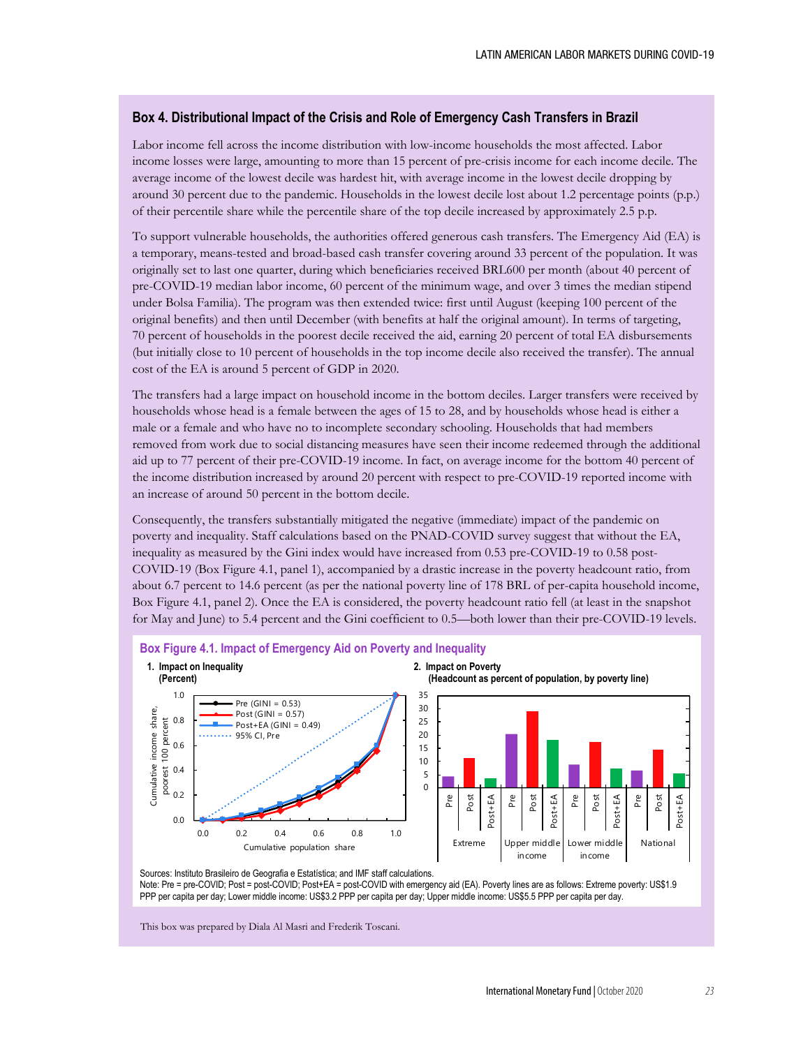## Box 4. Distributional Impact of the Crisis and Role of Emergency Cash Transfers in Brazil

Labor income fell across the income distribution with low-income households the most affected. Labor income losses were large, amounting to more than 15 percent of pre-crisis income for each income decile. The average income of the lowest decile was hardest hit, with average income in the lowest decile dropping by around 30 percent due to the pandemic. Households in the lowest decile lost about 1.2 percentage points (p.p.) of their percentile share while the percentile share of the top decile increased by approximately 2.5 p.p.

To support vulnerable households, the authorities offered generous cash transfers. The Emergency Aid (EA) is a temporary, means-tested and broad-based cash transfer covering around 33 percent of the population. It was originally set to last one quarter, during which beneficiaries received BRL600 per month (about 40 percent of pre-COVID-19 median labor income, 60 percent of the minimum wage, and over 3 times the median stipend under Bolsa Familia). The program was then extended twice: first until August (keeping 100 percent of the original benefits) and then until December (with benefits at half the original amount). In terms of targeting, 70 percent of households in the poorest decile received the aid, earning 20 percent of total EA disbursements (but initially close to 10 percent of households in the top income decile also received the transfer). The annual cost of the EA is around 5 percent of GDP in 2020.

The transfers had a large impact on household income in the bottom deciles. Larger transfers were received by households whose head is a female between the ages of 15 to 28, and by households whose head is either a male or a female and who have no to incomplete secondary schooling. Households that had members removed from work due to social distancing measures have seen their income redeemed through the additional aid up to 77 percent of their pre-COVID-19 income. In fact, on average income for the bottom 40 percent of the income distribution increased by around 20 percent with respect to pre-COVID-19 reported income with an increase of around 50 percent in the bottom decile.

Consequently, the transfers substantially mitigated the negative (immediate) impact of the pandemic on poverty and inequality. Staff calculations based on the PNAD-COVID survey suggest that without the EA, inequality as measured by the Gini index would have increased from 0.53 pre-COVID-19 to 0.58 post-COVID-19 (Box Figure 4.1, panel 1), accompanied by a drastic increase in the poverty headcount ratio, from about 6.7 percent to 14.6 percent (as per the national poverty line of 178 BRL of per-capita household income, Box Figure 4.1, panel 2). Once the EA is considered, the poverty headcount ratio fell (at least in the snapshot for May and June) to 5.4 percent and the Gini coefficient to 0.5—both lower than their pre-COVID-19 levels.

**Box Figure 4.1. Impact of Emergency Aid on Poverty and Inequality**

**1. Impact on Inequality (Percent)**

Legend: Pre (GINI = 0.53); Post (GINI = 0.57); Post+EA (GINI = 0.49); 95% CI, Pre

Y-axis: Cumulative income share, poorest 100 percent; X-axis: Cumulative population share

**2. Impact on Poverty (Headcount as percent of population, by poverty line)**

Categories: Extreme; Upper middle income; Lower middle income; National — each with Pre, Post, Post+EA

Sources: Instituto Brasileiro de Geografia e Estatística; and IMF staff calculations.
Note: Pre = pre-COVID; Post = post-COVID; Post+EA = post-COVID with emergency aid (EA). Poverty lines are as follows: Extreme poverty: US$1.9 PPP per capita per day; Lower middle income: US$3.2 PPP per capita per day; Upper middle income: US$5.5 PPP per capita per day.

This box was prepared by Diala Al Masri and Frederik Toscani.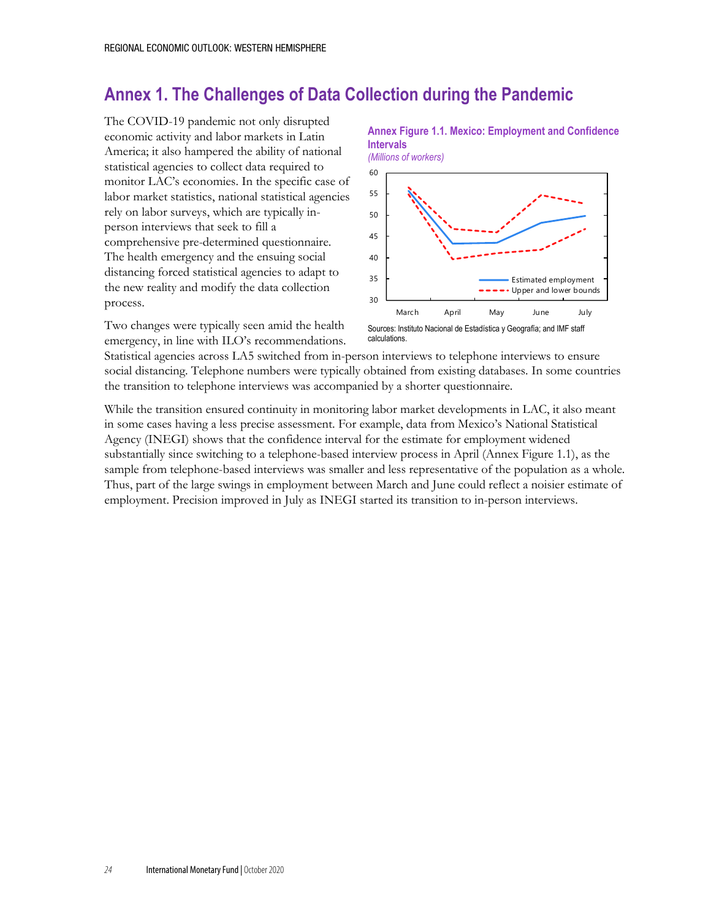# Annex 1. The Challenges of Data Collection during the Pandemic

The COVID-19 pandemic not only disrupted economic activity and labor markets in Latin America; it also hampered the ability of national statistical agencies to collect data required to monitor LAC's economies. In the specific case of labor market statistics, national statistical agencies rely on labor surveys, which are typically in-person interviews that seek to fill a comprehensive pre-determined questionnaire. The health emergency and the ensuing social distancing forced statistical agencies to adapt to the new reality and modify the data collection process.

**Annex Figure 1.1. Mexico: Employment and Confidence Intervals**

*(Millions of workers)*

Sources: Instituto Nacional de Estadística y Geografía; and IMF staff calculations.

Two changes were typically seen amid the health emergency, in line with ILO's recommendations. Statistical agencies across LA5 switched from in-person interviews to telephone interviews to ensure social distancing. Telephone numbers were typically obtained from existing databases. In some countries the transition to telephone interviews was accompanied by a shorter questionnaire.

While the transition ensured continuity in monitoring labor market developments in LAC, it also meant in some cases having a less precise assessment. For example, data from Mexico's National Statistical Agency (INEGI) shows that the confidence interval for the estimate for employment widened substantially since switching to a telephone-based interview process in April (Annex Figure 1.1), as the sample from telephone-based interviews was smaller and less representative of the population as a whole. Thus, part of the large swings in employment between March and June could reflect a noisier estimate of employment. Precision improved in July as INEGI started its transition to in-person interviews.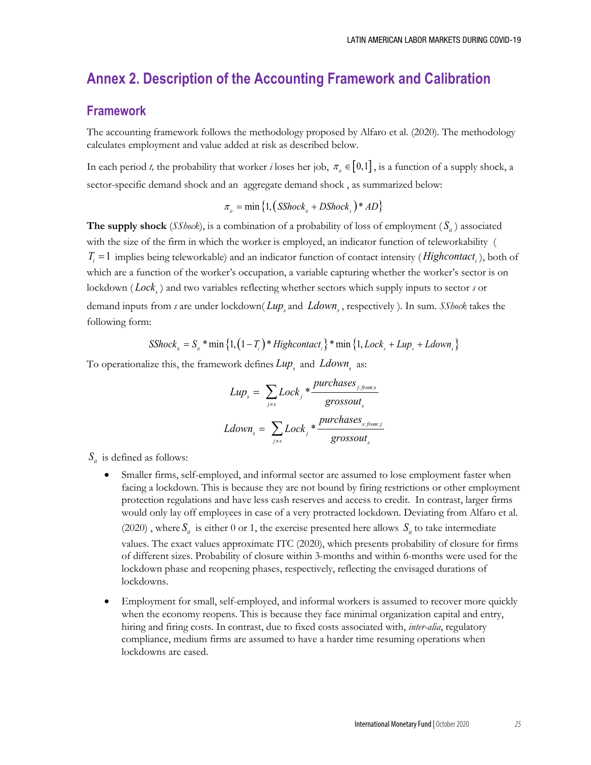# Annex 2. Description of the Accounting Framework and Calibration

## Framework

The accounting framework follows the methodology proposed by Alfaro et al. (2020). The methodology calculates employment and value added at risk as described below.

In each period *t,* the probability that worker *i* loses her job, $\pi_{it} \in [0,1]$, is a function of a supply shock, a sector-specific demand shock and an aggregate demand shock , as summarized below:

$$\pi_{it} = \min\left\{1, \left(SShock_{it} + DShock_{s}\right) * AD\right\}$$

**The supply shock** (*SShock*), is a combination of a probability of loss of employment ($S_{it}$) associated with the size of the firm in which the worker is employed, an indicator function of teleworkability ( $T_i = 1$ implies being teleworkable) and an indicator function of contact intensity ($Highcontact_i$), both of which are a function of the worker's occupation, a variable capturing whether the worker's sector is on lockdown ($Lock_s$) and two variables reflecting whether sectors which supply inputs to sector *s* or demand inputs from *s* are under lockdown($Lup_s$ and $Ldown_s$ , respectively ). In sum. *SShock* takes the following form:

$$SShock_{it} = S_{it} * \min\left\{1, \left(1 - T_i\right) * Highcontact_i\right\} * \min\left\{1, Lock_s + Lup_s + Ldown_s\right\}$$

To operationalize this, the framework defines $Lup_s$ and $Ldown_s$ as:

$$Lup_s = \sum_{j \neq s} Lock_j * \frac{purchases_{j:from:s}}{grossout_s}$$

$$Ldown_s = \sum_{j \neq s} Lock_j * \frac{purchases_{s:from:j}}{grossout_s}$$

$S_{it}$ is defined as follows:

- Smaller firms, self-employed, and informal sector are assumed to lose employment faster when facing a lockdown. This is because they are not bound by firing restrictions or other employment protection regulations and have less cash reserves and access to credit. In contrast, larger firms would only lay off employees in case of a very protracted lockdown. Deviating from Alfaro et al. (2020) , where $S_{it}$ is either 0 or 1, the exercise presented here allows $S_{it}$ to take intermediate values. The exact values approximate ITC (2020), which presents probability of closure for firms of different sizes. Probability of closure within 3-months and within 6-months were used for the lockdown phase and reopening phases, respectively, reflecting the envisaged durations of lockdowns.

- Employment for small, self-employed, and informal workers is assumed to recover more quickly when the economy reopens. This is because they face minimal organization capital and entry, hiring and firing costs. In contrast, due to fixed costs associated with, *inter-alia*, regulatory compliance, medium firms are assumed to have a harder time resuming operations when lockdowns are eased.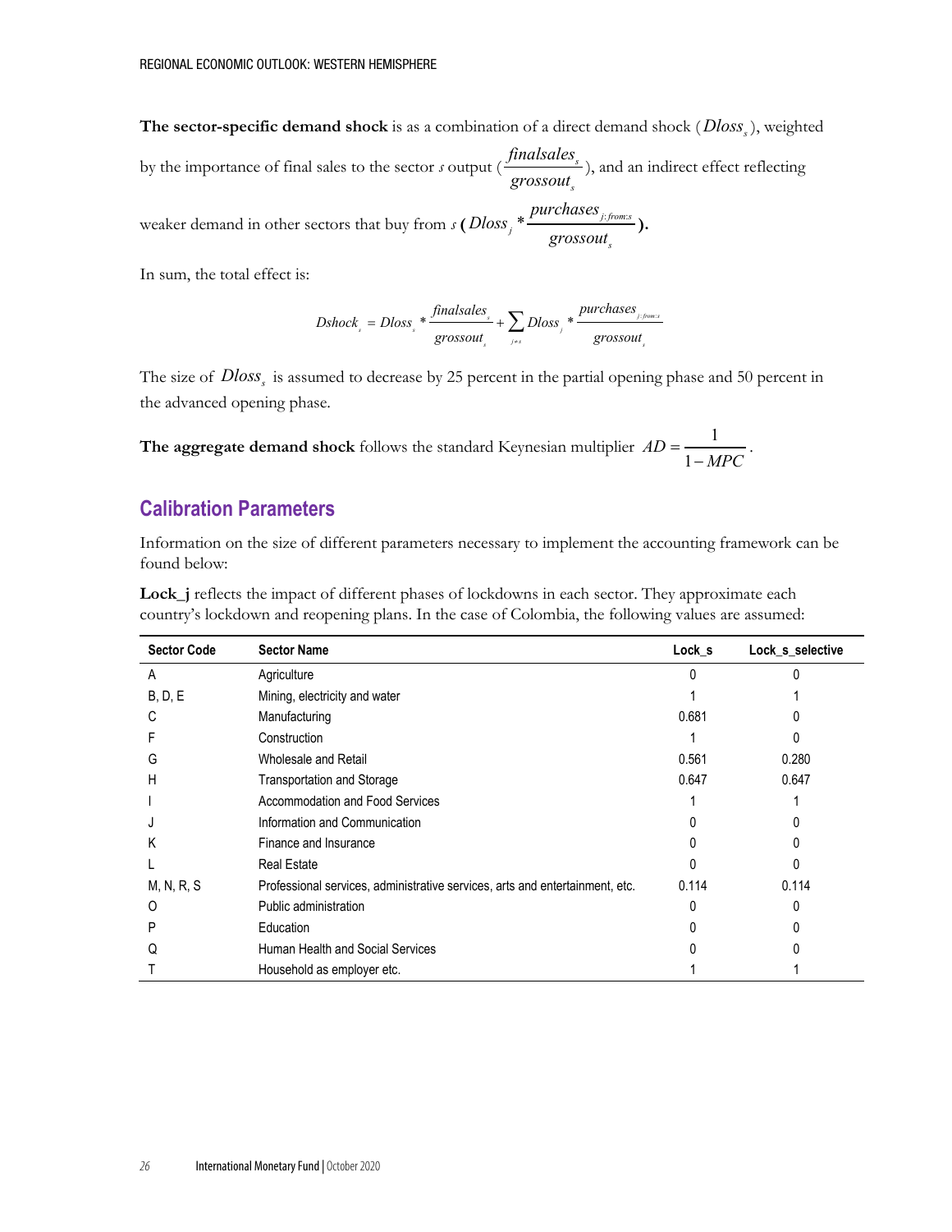**The sector-specific demand shock** is as a combination of a direct demand shock ($Dloss_s$), weighted by the importance of final sales to the sector *s* output ($\frac{finalsales_s}{grossout_s}$), and an indirect effect reflecting weaker demand in other sectors that buy from *s* **(**$Dloss_j * \frac{purchases_{j:from:s}}{grossout_s}$**).**

In sum, the total effect is:

$$Dshock_s = Dloss_s * \frac{finalsales_s}{grossout_s} + \sum_{j \neq s} Dloss_j * \frac{purchases_{j:from:s}}{grossout_s}$$

The size of $Dloss_s$ is assumed to decrease by 25 percent in the partial opening phase and 50 percent in the advanced opening phase.

**The aggregate demand shock** follows the standard Keynesian multiplier $AD = \frac{1}{1 - MPC}$.

## Calibration Parameters

Information on the size of different parameters necessary to implement the accounting framework can be found below:

**Lock_j** reflects the impact of different phases of lockdowns in each sector. They approximate each country's lockdown and reopening plans. In the case of Colombia, the following values are assumed:

| Sector Code | Sector Name | Lock_s | Lock_s_selective |
|---|---|---|---|
| A | Agriculture | 0 | 0 |
| B, D, E | Mining, electricity and water | 1 | 1 |
| C | Manufacturing | 0.681 | 0 |
| F | Construction | 1 | 0 |
| G | Wholesale and Retail | 0.561 | 0.280 |
| H | Transportation and Storage | 0.647 | 0.647 |
| I | Accommodation and Food Services | 1 | 1 |
| J | Information and Communication | 0 | 0 |
| K | Finance and Insurance | 0 | 0 |
| L | Real Estate | 0 | 0 |
| M, N, R, S | Professional services, administrative services, arts and entertainment, etc. | 0.114 | 0.114 |
| O | Public administration | 0 | 0 |
| P | Education | 0 | 0 |
| Q | Human Health and Social Services | 0 | 0 |
| T | Household as employer etc. | 1 | 1 |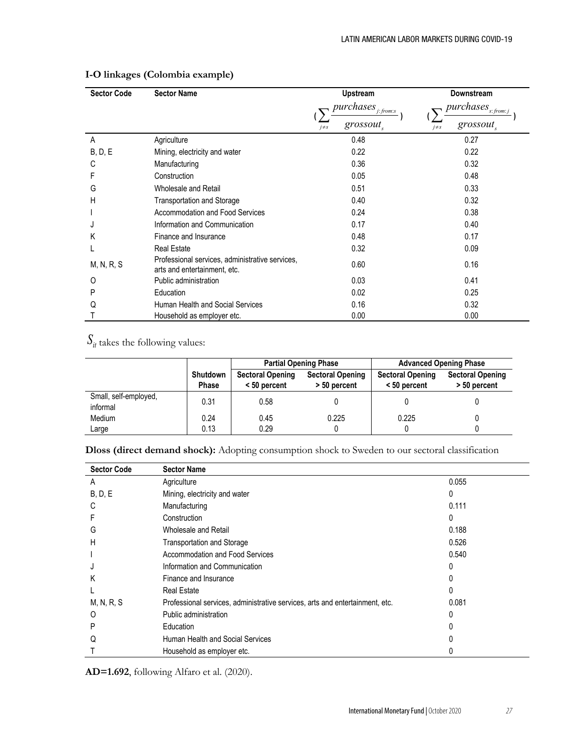**I-O linkages (Colombia example)**

| Sector Code | Sector Name | Upstream $\left(\sum_{j \neq s} \frac{purchases_{j:from:s}}{grossout_s}\right)$ | Downstream $\left(\sum_{j \neq s} \frac{purchases_{s:from:j}}{grossout_s}\right)$ |
|---|---|---|---|
| A | Agriculture | 0.48 | 0.27 |
| B, D, E | Mining, electricity and water | 0.22 | 0.22 |
| C | Manufacturing | 0.36 | 0.32 |
| F | Construction | 0.05 | 0.48 |
| G | Wholesale and Retail | 0.51 | 0.33 |
| H | Transportation and Storage | 0.40 | 0.32 |
| I | Accommodation and Food Services | 0.24 | 0.38 |
| J | Information and Communication | 0.17 | 0.40 |
| K | Finance and Insurance | 0.48 | 0.17 |
| L | Real Estate | 0.32 | 0.09 |
| M, N, R, S | Professional services, administrative services, arts and entertainment, etc. | 0.60 | 0.16 |
| O | Public administration | 0.03 | 0.41 |
| P | Education | 0.02 | 0.25 |
| Q | Human Health and Social Services | 0.16 | 0.32 |
| T | Household as employer etc. | 0.00 | 0.00 |

$S_{it}$ takes the following values:

| | | Partial Opening Phase | | Advanced Opening Phase | |
|---|---|---|---|---|---|
| | Shutdown Phase | Sectoral Opening < 50 percent | Sectoral Opening > 50 percent | Sectoral Opening < 50 percent | Sectoral Opening > 50 percent |
| Small, self-employed, informal | 0.31 | 0.58 | 0 | 0 | 0 |
| Medium | 0.24 | 0.45 | 0.225 | 0.225 | 0 |
| Large | 0.13 | 0.29 | 0 | 0 | 0 |

**Dloss (direct demand shock):** Adopting consumption shock to Sweden to our sectoral classification

| Sector Code | Sector Name | |
|---|---|---|
| A | Agriculture | 0.055 |
| B, D, E | Mining, electricity and water | 0 |
| C | Manufacturing | 0.111 |
| F | Construction | 0 |
| G | Wholesale and Retail | 0.188 |
| H | Transportation and Storage | 0.526 |
| I | Accommodation and Food Services | 0.540 |
| J | Information and Communication | 0 |
| K | Finance and Insurance | 0 |
| L | Real Estate | 0 |
| M, N, R, S | Professional services, administrative services, arts and entertainment, etc. | 0.081 |
| O | Public administration | 0 |
| P | Education | 0 |
| Q | Human Health and Social Services | 0 |
| T | Household as employer etc. | 0 |

**AD=1.692**, following Alfaro et al. (2020).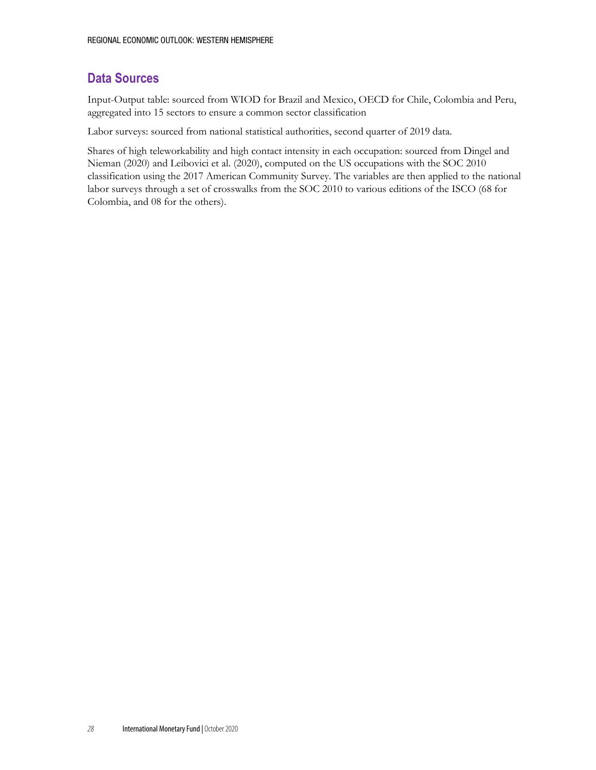## Data Sources

Input-Output table: sourced from WIOD for Brazil and Mexico, OECD for Chile, Colombia and Peru, aggregated into 15 sectors to ensure a common sector classification

Labor surveys: sourced from national statistical authorities, second quarter of 2019 data.

Shares of high teleworkability and high contact intensity in each occupation: sourced from Dingel and Nieman (2020) and Leibovici et al. (2020), computed on the US occupations with the SOC 2010 classification using the 2017 American Community Survey. The variables are then applied to the national labor surveys through a set of crosswalks from the SOC 2010 to various editions of the ISCO (68 for Colombia, and 08 for the others).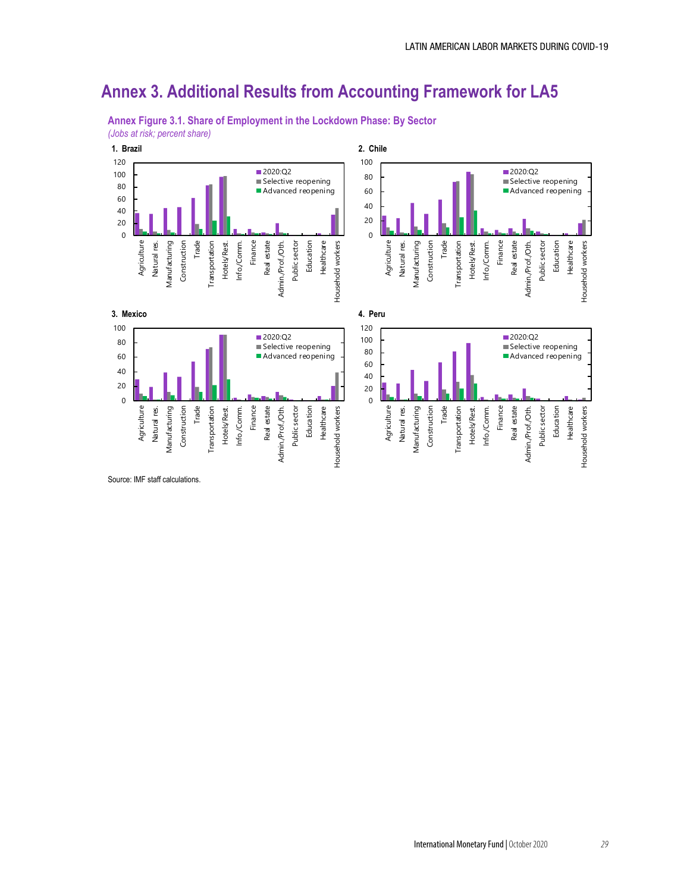# Annex 3. Additional Results from Accounting Framework for LA5

**Annex Figure 3.1. Share of Employment in the Lockdown Phase: By Sector**

*(Jobs at risk; percent share)*

**1. Brazil**

**2. Chile**

**3. Mexico**

**4. Peru**

Legend: 2020:Q2; Selective reopening; Advanced reopening

Sectors: Agriculture, Natural res., Manufacturing, Construction, Trade, Transportation, Hotels/Rest., Info./Comm., Finance, Real estate, Admin./Prof./Oth., Public sector, Education, Healthcare, Household workers

Source: IMF staff calculations.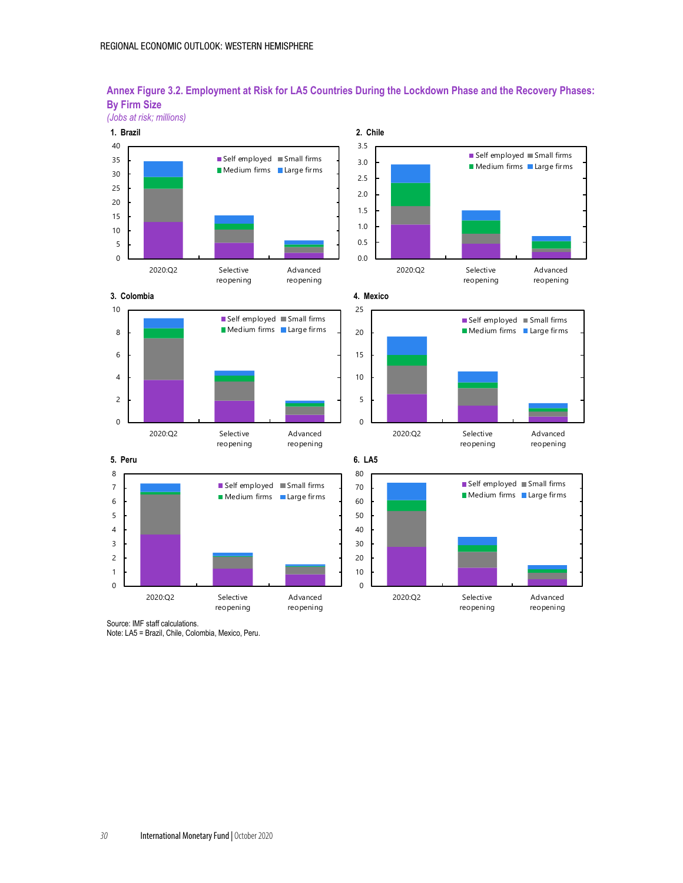**Annex Figure 3.2. Employment at Risk for LA5 Countries During the Lockdown Phase and the Recovery Phases: By Firm Size**

*(Jobs at risk; millions)*

1. Brazil

2. Chile

3. Colombia

4. Mexico

5. Peru

6. LA5

Source: IMF staff calculations.
Note: LA5 = Brazil, Chile, Colombia, Mexico, Peru.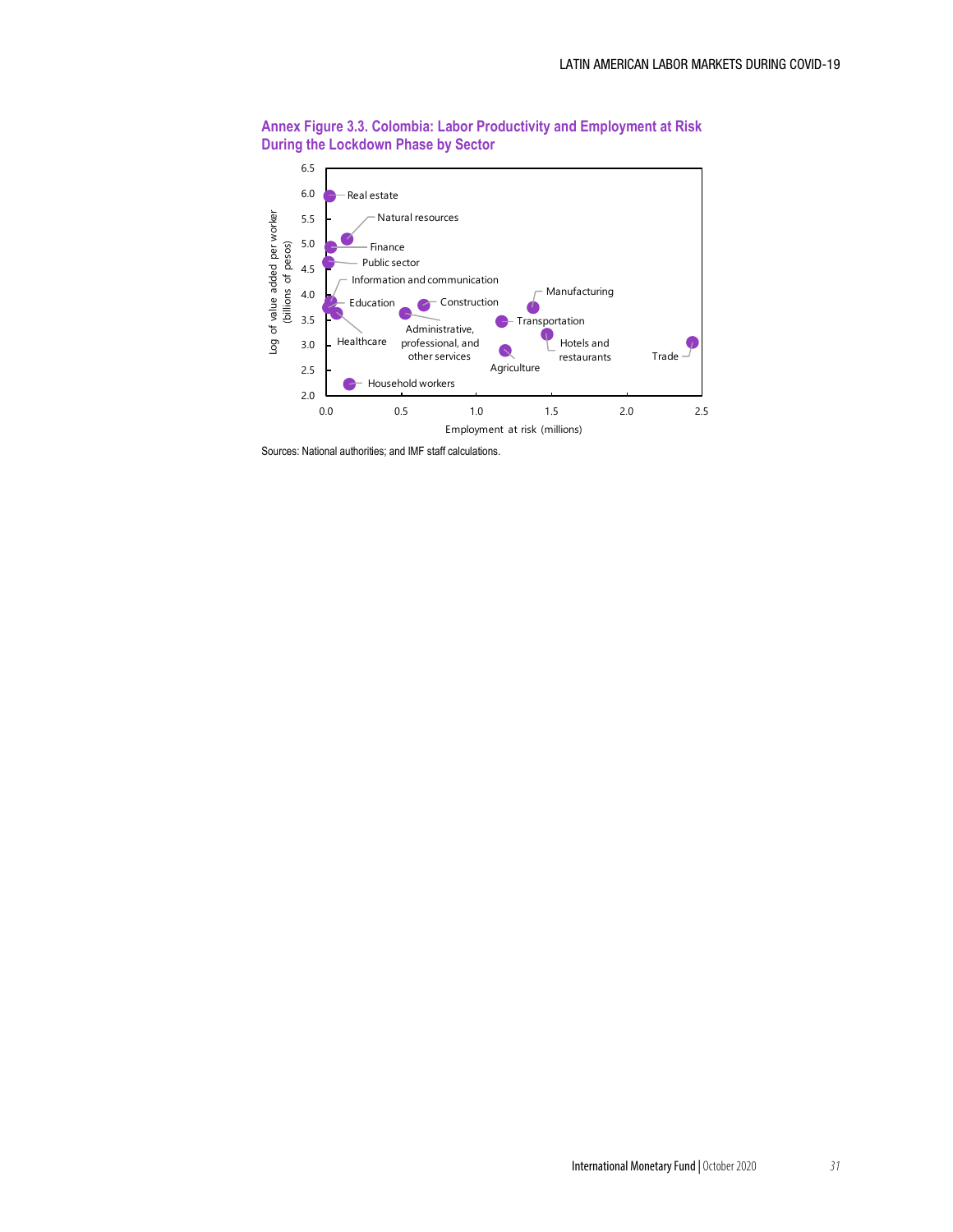**Annex Figure 3.3. Colombia: Labor Productivity and Employment at Risk During the Lockdown Phase by Sector**

Sources: National authorities; and IMF staff calculations.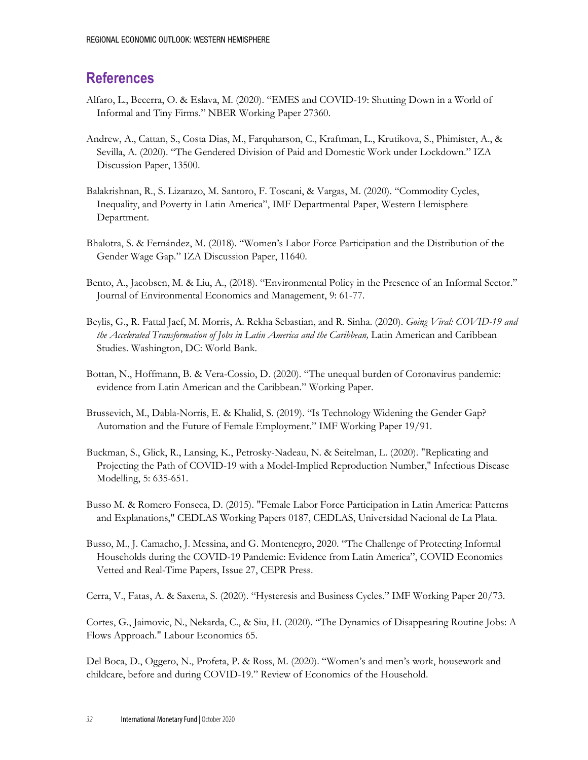## References

Alfaro, L., Becerra, O. & Eslava, M. (2020). "EMES and COVID-19: Shutting Down in a World of Informal and Tiny Firms." NBER Working Paper 27360.

Andrew, A., Cattan, S., Costa Dias, M., Farquharson, C., Kraftman, L., Krutikova, S., Phimister, A., & Sevilla, A. (2020). "The Gendered Division of Paid and Domestic Work under Lockdown." IZA Discussion Paper, 13500.

Balakrishnan, R., S. Lizarazo, M. Santoro, F. Toscani, & Vargas, M. (2020). "Commodity Cycles, Inequality, and Poverty in Latin America", IMF Departmental Paper, Western Hemisphere Department.

Bhalotra, S. & Fernández, M. (2018). "Women's Labor Force Participation and the Distribution of the Gender Wage Gap." IZA Discussion Paper, 11640.

Bento, A., Jacobsen, M. & Liu, A., (2018). "Environmental Policy in the Presence of an Informal Sector." Journal of Environmental Economics and Management, 9: 61-77.

Beylis, G., R. Fattal Jaef, M. Morris, A. Rekha Sebastian, and R. Sinha. (2020). *Going Viral: COVID-19 and the Accelerated Transformation of Jobs in Latin America and the Caribbean,* Latin American and Caribbean Studies. Washington, DC: World Bank.

Bottan, N., Hoffmann, B. & Vera-Cossio, D. (2020). "The unequal burden of Coronavirus pandemic: evidence from Latin American and the Caribbean." Working Paper.

Brussevich, M., Dabla-Norris, E. & Khalid, S. (2019). "Is Technology Widening the Gender Gap? Automation and the Future of Female Employment." IMF Working Paper 19/91.

Buckman, S., Glick, R., Lansing, K., Petrosky-Nadeau, N. & Seitelman, L. (2020). "Replicating and Projecting the Path of COVID-19 with a Model-Implied Reproduction Number," Infectious Disease Modelling, 5: 635-651.

Busso M. & Romero Fonseca, D. (2015). "Female Labor Force Participation in Latin America: Patterns and Explanations," CEDLAS Working Papers 0187, CEDLAS, Universidad Nacional de La Plata.

Busso, M., J. Camacho, J. Messina, and G. Montenegro, 2020. "The Challenge of Protecting Informal Households during the COVID-19 Pandemic: Evidence from Latin America", COVID Economics Vetted and Real-Time Papers, Issue 27, CEPR Press.

Cerra, V., Fatas, A. & Saxena, S. (2020). "Hysteresis and Business Cycles." IMF Working Paper 20/73.

Cortes, G., Jaimovic, N., Nekarda, C., & Siu, H. (2020). "The Dynamics of Disappearing Routine Jobs: A Flows Approach." Labour Economics 65.

Del Boca, D., Oggero, N., Profeta, P. & Ross, M. (2020). "Women's and men's work, housework and childcare, before and during COVID-19." Review of Economics of the Household.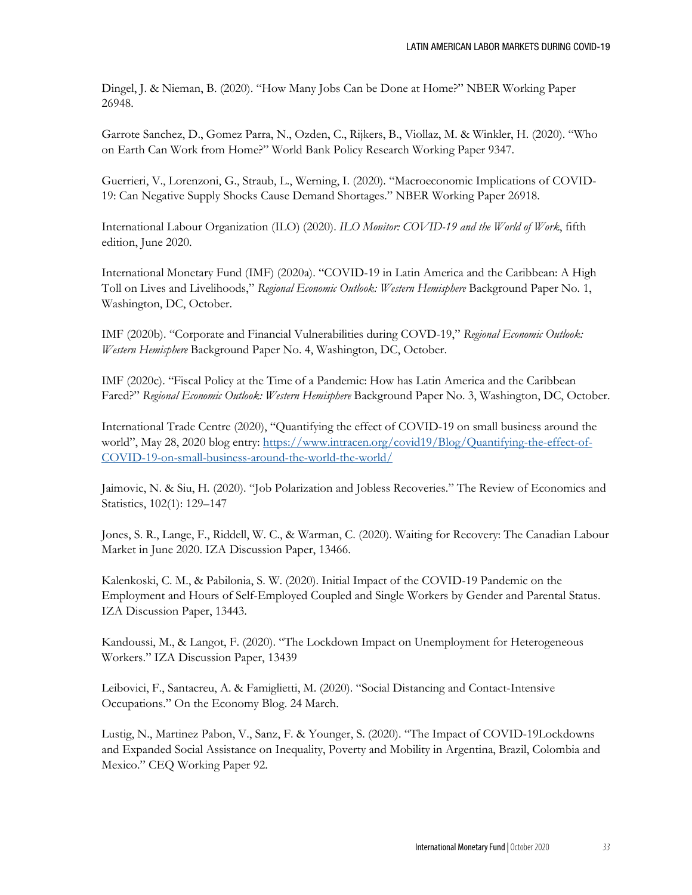Dingel, J. & Nieman, B. (2020). "How Many Jobs Can be Done at Home?" NBER Working Paper 26948.

Garrote Sanchez, D., Gomez Parra, N., Ozden, C., Rijkers, B., Viollaz, M. & Winkler, H. (2020). "Who on Earth Can Work from Home?" World Bank Policy Research Working Paper 9347.

Guerrieri, V., Lorenzoni, G., Straub, L., Werning, I. (2020). "Macroeconomic Implications of COVID-19: Can Negative Supply Shocks Cause Demand Shortages." NBER Working Paper 26918.

International Labour Organization (ILO) (2020). *ILO Monitor: COVID-19 and the World of Work*, fifth edition, June 2020.

International Monetary Fund (IMF) (2020a). "COVID-19 in Latin America and the Caribbean: A High Toll on Lives and Livelihoods," *Regional Economic Outlook: Western Hemisphere* Background Paper No. 1, Washington, DC, October.

IMF (2020b). "Corporate and Financial Vulnerabilities during COVD-19," *Regional Economic Outlook: Western Hemisphere* Background Paper No. 4, Washington, DC, October.

IMF (2020c). "Fiscal Policy at the Time of a Pandemic: How has Latin America and the Caribbean Fared?" *Regional Economic Outlook: Western Hemisphere* Background Paper No. 3, Washington, DC, October.

International Trade Centre (2020), "Quantifying the effect of COVID-19 on small business around the world", May 28, 2020 blog entry: [https://www.intracen.org/covid19/Blog/Quantifying-the-effect-of-COVID-19-on-small-business-around-the-world-the-world/](https://www.intracen.org/covid19/Blog/Quantifying-the-effect-of-COVID-19-on-small-business-around-the-world-the-world/)

Jaimovic, N. & Siu, H. (2020). "Job Polarization and Jobless Recoveries." The Review of Economics and Statistics, 102(1): 129–147

Jones, S. R., Lange, F., Riddell, W. C., & Warman, C. (2020). Waiting for Recovery: The Canadian Labour Market in June 2020. IZA Discussion Paper, 13466.

Kalenkoski, C. M., & Pabilonia, S. W. (2020). Initial Impact of the COVID-19 Pandemic on the Employment and Hours of Self-Employed Coupled and Single Workers by Gender and Parental Status. IZA Discussion Paper, 13443.

Kandoussi, M., & Langot, F. (2020). "The Lockdown Impact on Unemployment for Heterogeneous Workers." IZA Discussion Paper, 13439

Leibovici, F., Santacreu, A. & Famiglietti, M. (2020). "Social Distancing and Contact-Intensive Occupations." On the Economy Blog. 24 March.

Lustig, N., Martinez Pabon, V., Sanz, F. & Younger, S. (2020). "The Impact of COVID-19Lockdowns and Expanded Social Assistance on Inequality, Poverty and Mobility in Argentina, Brazil, Colombia and Mexico." CEQ Working Paper 92.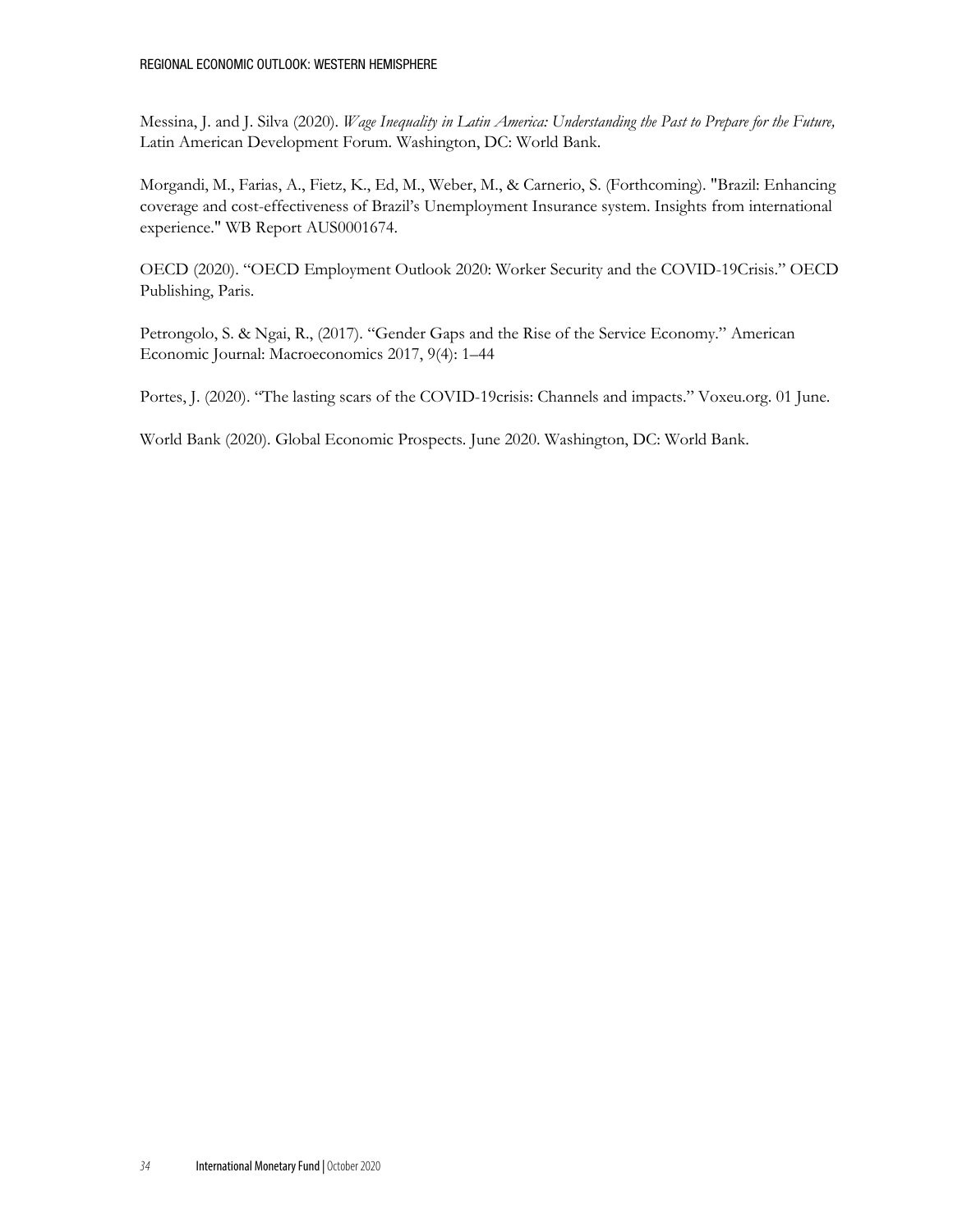Messina, J. and J. Silva (2020). *Wage Inequality in Latin America: Understanding the Past to Prepare for the Future,* Latin American Development Forum. Washington, DC: World Bank.

Morgandi, M., Farias, A., Fietz, K., Ed, M., Weber, M., & Carnerio, S. (Forthcoming). "Brazil: Enhancing coverage and cost-effectiveness of Brazil's Unemployment Insurance system. Insights from international experience." WB Report AUS0001674.

OECD (2020). "OECD Employment Outlook 2020: Worker Security and the COVID-19Crisis." OECD Publishing, Paris.

Petrongolo, S. & Ngai, R., (2017). "Gender Gaps and the Rise of the Service Economy." American Economic Journal: Macroeconomics 2017, 9(4): 1–44

Portes, J. (2020). "The lasting scars of the COVID-19crisis: Channels and impacts." Voxeu.org. 01 June.

World Bank (2020). Global Economic Prospects. June 2020. Washington, DC: World Bank.